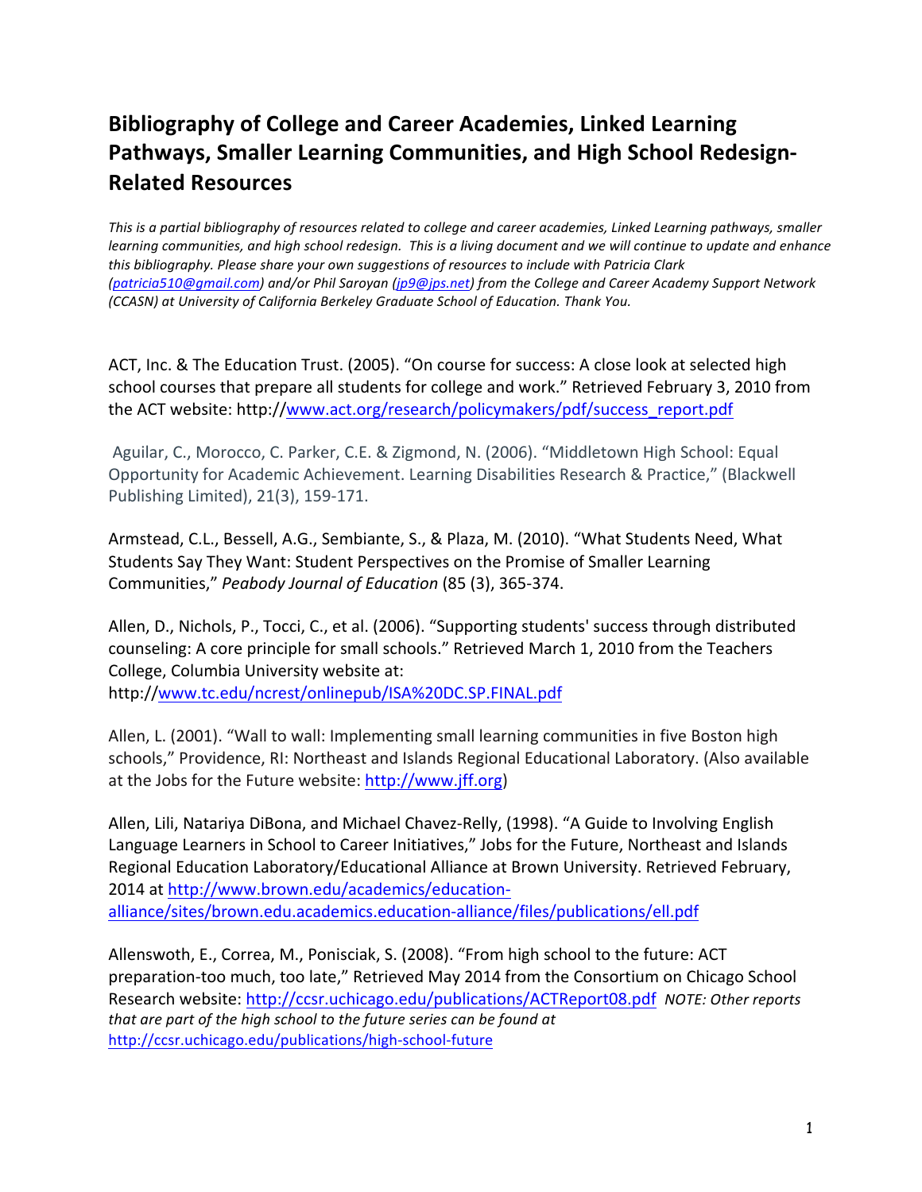# Bibliography of College and Career Academies, Linked Learning Pathways, Smaller Learning Communities, and High School Redesign-Related Resources

*This is a partial bibliography of resources related to college and career academies, Linked Learning pathways, smaller learning communities, and high school redesign. This is a living document and we will continue to update and enhance this bibliography. Please share your own suggestions of resources to include with Patricia Clark (patricia510@gmail.com) and/or Phil Saroyan (jp9@jps.net) from the College and Career Academy Support Network (CCASN) at University of California Berkeley Graduate School of Education. Thank You.*

ACT, Inc. & The Education Trust. (2005). "On course for success: A close look at selected high school courses that prepare all students for college and work." Retrieved February 3, 2010 from the ACT website: http://www.act.org/research/policymakers/pdf/success_report.pdf

Aguilar, C., Morocco, C. Parker, C.E. & Zigmond, N. (2006). "Middletown High School: Equal Opportunity for Academic Achievement. Learning Disabilities Research & Practice," (Blackwell Publishing Limited), 21(3), 159-171.

Armstead, C.L., Bessell, A.G., Sembiante, S., & Plaza, M. (2010). "What Students Need, What Students Say They Want: Student Perspectives on the Promise of Smaller Learning Communities," *Peabody Journal of Education* (85 (3), 365-374.

Allen, D., Nichols, P., Tocci, C., et al. (2006). "Supporting students' success through distributed counseling: A core principle for small schools." Retrieved March 1, 2010 from the Teachers College, Columbia University website at: http://www.tc.edu/ncrest/onlinepub/ISA%20DC.SP.FINAL.pdf

Allen, L. (2001). "Wall to wall: Implementing small learning communities in five Boston high schools," Providence, RI: Northeast and Islands Regional Educational Laboratory. (Also available at the Jobs for the Future website: http://www.jff.org)

Allen, Lili, Natariya DiBona, and Michael Chavez-Relly, (1998). "A Guide to Involving English Language Learners in School to Career Initiatives," Jobs for the Future, Northeast and Islands Regional Education Laboratory/Educational Alliance at Brown University. Retrieved February, 2014 at http://www.brown.edu/academics/education-alliance/sites/brown.edu.academics.education-alliance/files/publications/ell.pdf

Allensworth, E., Correa, M., Ponisciak, S. (2008). "From high school to the future: ACT preparation-too much, too late," Retrieved May 2014 from the Consortium on Chicago School Research website: http://ccsr.uchicago.edu/publications/ACTReport08.pdf *NOTE: Other reports that are part of the high school to the future series can be found at* http://ccsr.uchicago.edu/publications/high-school-future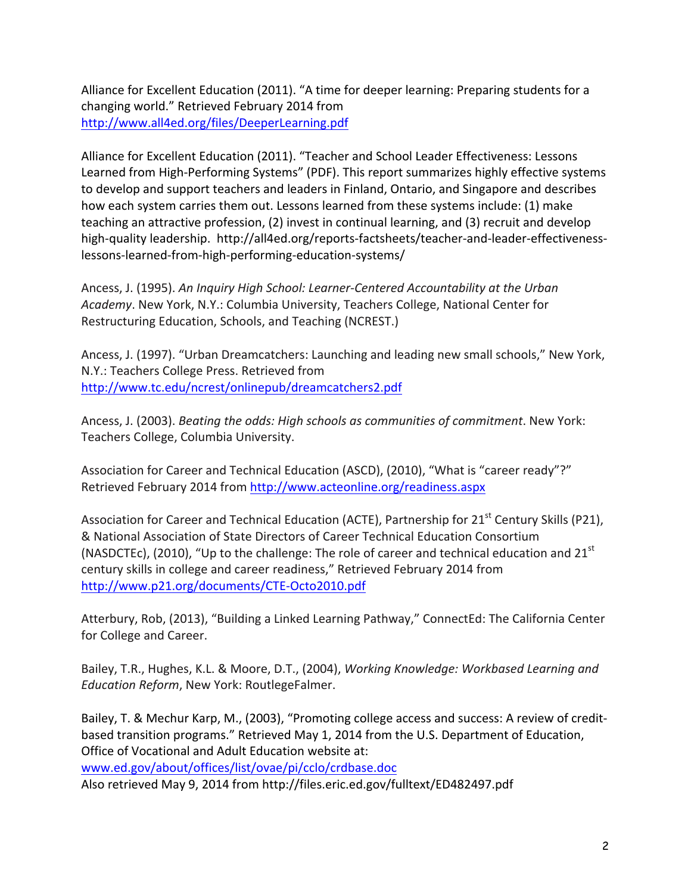Alliance for Excellent Education (2011). "A time for deeper learning: Preparing students for a changing world." Retrieved February 2014 from http://www.all4ed.org/files/DeeperLearning.pdf

Alliance for Excellent Education (2011). "Teacher and School Leader Effectiveness: Lessons Learned from High-Performing Systems" (PDF). This report summarizes highly effective systems to develop and support teachers and leaders in Finland, Ontario, and Singapore and describes how each system carries them out. Lessons learned from these systems include: (1) make teaching an attractive profession, (2) invest in continual learning, and (3) recruit and develop high-quality leadership. http://all4ed.org/reports-factsheets/teacher-and-leader-effectiveness-lessons-learned-from-high-performing-education-systems/

Ancess, J. (1995). *An Inquiry High School: Learner-Centered Accountability at the Urban Academy*. New York, N.Y.: Columbia University, Teachers College, National Center for Restructuring Education, Schools, and Teaching (NCREST.)

Ancess, J. (1997). "Urban Dreamcatchers: Launching and leading new small schools," New York, N.Y.: Teachers College Press. Retrieved from http://www.tc.edu/ncrest/onlinepub/dreamcatchers2.pdf

Ancess, J. (2003). *Beating the odds: High schools as communities of commitment*. New York: Teachers College, Columbia University.

Association for Career and Technical Education (ASCD), (2010), "What is "career ready"?" Retrieved February 2014 from http://www.acteonline.org/readiness.aspx

Association for Career and Technical Education (ACTE), Partnership for 21st Century Skills (P21), & National Association of State Directors of Career Technical Education Consortium (NASDCTEc), (2010), "Up to the challenge: The role of career and technical education and 21st century skills in college and career readiness," Retrieved February 2014 from http://www.p21.org/documents/CTE-Octo2010.pdf

Atterbury, Rob, (2013), "Building a Linked Learning Pathway," ConnectEd: The California Center for College and Career.

Bailey, T.R., Hughes, K.L. & Moore, D.T., (2004), *Working Knowledge: Workbased Learning and Education Reform*, New York: RoutlegeFalmer.

Bailey, T. & Mechur Karp, M., (2003), "Promoting college access and success: A review of credit-based transition programs." Retrieved May 1, 2014 from the U.S. Department of Education, Office of Vocational and Adult Education website at: www.ed.gov/about/offices/list/ovae/pi/cclo/crdbase.doc
Also retrieved May 9, 2014 from http://files.eric.ed.gov/fulltext/ED482497.pdf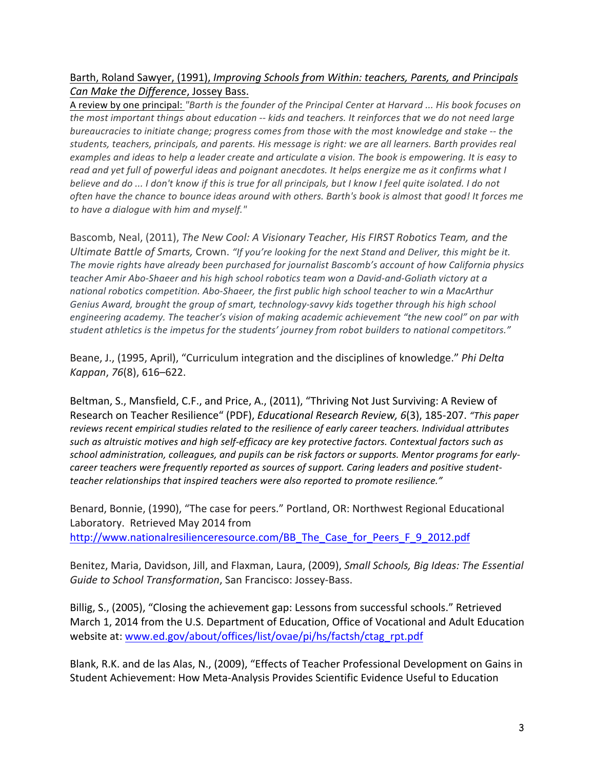Barth, Roland Sawyer, (1991), *Improving Schools from Within: teachers, Parents, and Principals Can Make the Difference*, Jossey Bass.

A review by one principal: *"Barth is the founder of the Principal Center at Harvard ... His book focuses on the most important things about education -- kids and teachers. It reinforces that we do not need large bureaucracies to initiate change; progress comes from those with the most knowledge and stake -- the students, teachers, principals, and parents. His message is right: we are all learners. Barth provides real examples and ideas to help a leader create and articulate a vision. The book is empowering. It is easy to read and yet full of powerful ideas and poignant anecdotes. It helps energize me as it confirms what I believe and do ... I don't know if this is true for all principals, but I know I feel quite isolated. I do not often have the chance to bounce ideas around with others. Barth's book is almost that good! It forces me to have a dialogue with him and myself."*

Bascomb, Neal, (2011), *The New Cool: A Visionary Teacher, His FIRST Robotics Team, and the Ultimate Battle of Smarts,* Crown. *"If you're looking for the next Stand and Deliver, this might be it. The movie rights have already been purchased for journalist Bascomb's account of how California physics teacher Amir Abo-Shaeer and his high school robotics team won a David-and-Goliath victory at a national robotics competition. Abo-Shaeer, the first public high school teacher to win a MacArthur Genius Award, brought the group of smart, technology-savvy kids together through his high school engineering academy. The teacher's vision of making academic achievement "the new cool" on par with student athletics is the impetus for the students' journey from robot builders to national competitors."*

Beane, J., (1995, April), "Curriculum integration and the disciplines of knowledge." *Phi Delta Kappan*, *76*(8), 616–622.

Beltman, S., Mansfield, C.F., and Price, A., (2011), "Thriving Not Just Surviving: A Review of Research on Teacher Resilience" (PDF), *Educational Research Review, 6*(3), 185-207. *"This paper reviews recent empirical studies related to the resilience of early career teachers. Individual attributes such as altruistic motives and high self-efficacy are key protective factors. Contextual factors such as school administration, colleagues, and pupils can be risk factors or supports. Mentor programs for early-career teachers were frequently reported as sources of support. Caring leaders and positive student-teacher relationships that inspired teachers were also reported to promote resilience."*

Benard, Bonnie, (1990), "The case for peers." Portland, OR: Northwest Regional Educational Laboratory. Retrieved May 2014 from http://www.nationalresilienceresource.com/BB_The_Case_for_Peers_F_9_2012.pdf

Benitez, Maria, Davidson, Jill, and Flaxman, Laura, (2009), *Small Schools, Big Ideas: The Essential Guide to School Transformation*, San Francisco: Jossey-Bass.

Billig, S., (2005), "Closing the achievement gap: Lessons from successful schools." Retrieved March 1, 2014 from the U.S. Department of Education, Office of Vocational and Adult Education website at: www.ed.gov/about/offices/list/ovae/pi/hs/factsh/ctag_rpt.pdf

Blank, R.K. and de las Alas, N., (2009), "Effects of Teacher Professional Development on Gains in Student Achievement: How Meta-Analysis Provides Scientific Evidence Useful to Education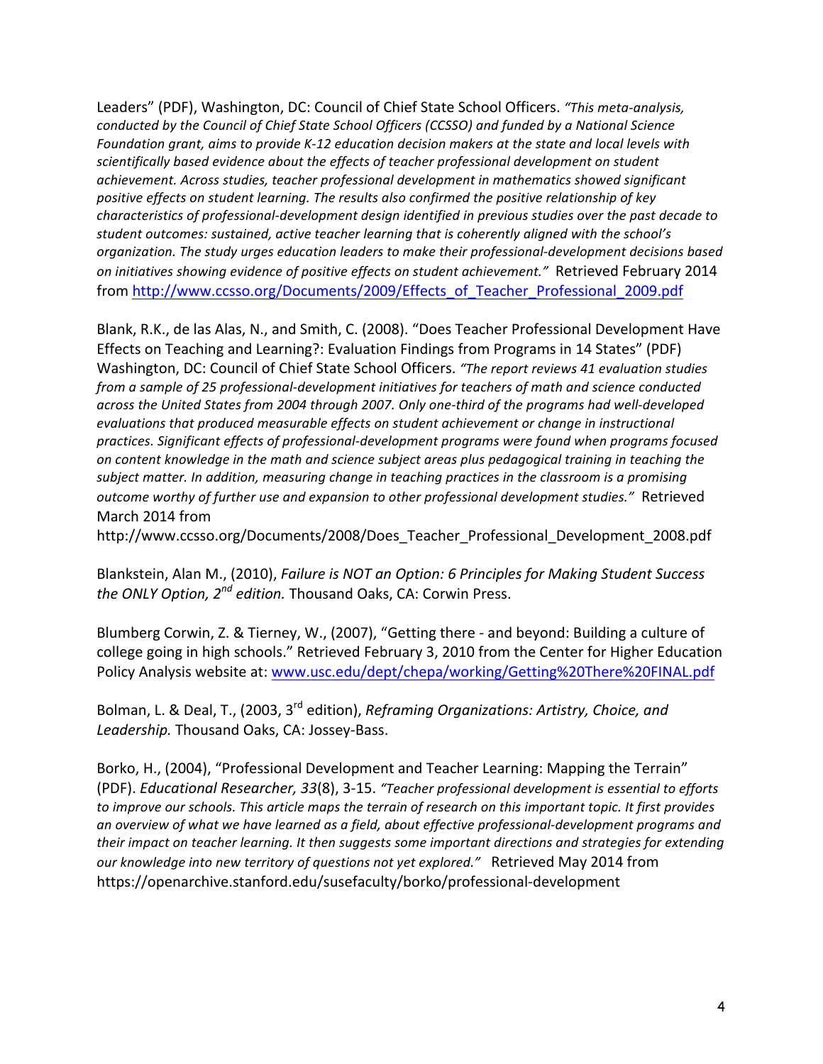Leaders" (PDF), Washington, DC: Council of Chief State School Officers. *"This meta-analysis, conducted by the Council of Chief State School Officers (CCSSO) and funded by a National Science Foundation grant, aims to provide K-12 education decision makers at the state and local levels with scientifically based evidence about the effects of teacher professional development on student achievement. Across studies, teacher professional development in mathematics showed significant positive effects on student learning. The results also confirmed the positive relationship of key characteristics of professional-development design identified in previous studies over the past decade to student outcomes: sustained, active teacher learning that is coherently aligned with the school's organization. The study urges education leaders to make their professional-development decisions based on initiatives showing evidence of positive effects on student achievement."* Retrieved February 2014 from http://www.ccsso.org/Documents/2009/Effects_of_Teacher_Professional_2009.pdf

Blank, R.K., de las Alas, N., and Smith, C. (2008). "Does Teacher Professional Development Have Effects on Teaching and Learning?: Evaluation Findings from Programs in 14 States" (PDF) Washington, DC: Council of Chief State School Officers. *"The report reviews 41 evaluation studies from a sample of 25 professional-development initiatives for teachers of math and science conducted across the United States from 2004 through 2007. Only one-third of the programs had well-developed evaluations that produced measurable effects on student achievement or change in instructional practices. Significant effects of professional-development programs were found when programs focused on content knowledge in the math and science subject areas plus pedagogical training in teaching the subject matter. In addition, measuring change in teaching practices in the classroom is a promising outcome worthy of further use and expansion to other professional development studies."* Retrieved March 2014 from http://www.ccsso.org/Documents/2008/Does_Teacher_Professional_Development_2008.pdf

Blankstein, Alan M., (2010), *Failure is NOT an Option: 6 Principles for Making Student Success the ONLY Option, 2nd edition.* Thousand Oaks, CA: Corwin Press.

Blumberg Corwin, Z. & Tierney, W., (2007), "Getting there - and beyond: Building a culture of college going in high schools." Retrieved February 3, 2010 from the Center for Higher Education Policy Analysis website at: www.usc.edu/dept/chepa/working/Getting%20There%20FINAL.pdf

Bolman, L. & Deal, T., (2003, 3rd edition), *Reframing Organizations: Artistry, Choice, and Leadership.* Thousand Oaks, CA: Jossey-Bass.

Borko, H., (2004), "Professional Development and Teacher Learning: Mapping the Terrain" (PDF). *Educational Researcher, 33*(8), 3-15. *"Teacher professional development is essential to efforts to improve our schools. This article maps the terrain of research on this important topic. It first provides an overview of what we have learned as a field, about effective professional-development programs and their impact on teacher learning. It then suggests some important directions and strategies for extending our knowledge into new territory of questions not yet explored."* Retrieved May 2014 from https://openarchive.stanford.edu/susefaculty/borko/professional-development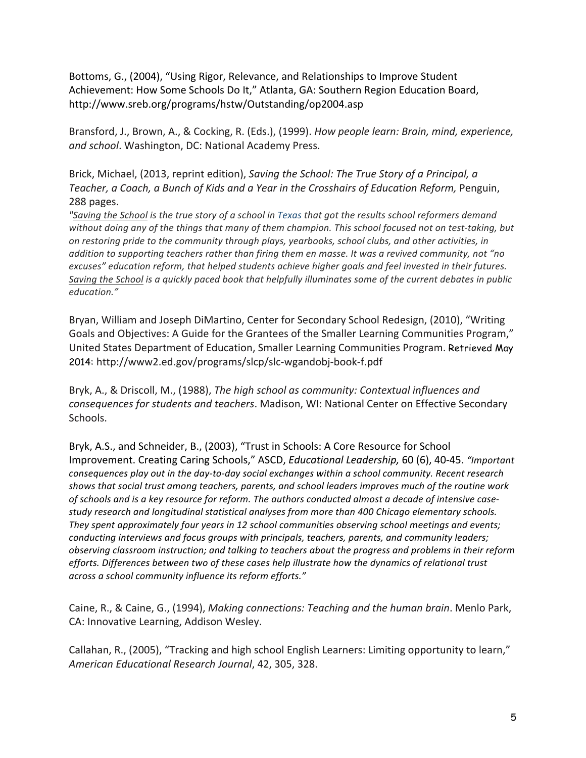Bottoms, G., (2004), "Using Rigor, Relevance, and Relationships to Improve Student Achievement: How Some Schools Do It," Atlanta, GA: Southern Region Education Board, http://www.sreb.org/programs/hstw/Outstanding/op2004.asp

Bransford, J., Brown, A., & Cocking, R. (Eds.), (1999). *How people learn: Brain, mind, experience, and school*. Washington, DC: National Academy Press.

Brick, Michael, (2013, reprint edition), *Saving the School: The True Story of a Principal, a Teacher, a Coach, a Bunch of Kids and a Year in the Crosshairs of Education Reform,* Penguin, 288 pages.
*"Saving the School is the true story of a school in Texas that got the results school reformers demand without doing any of the things that many of them champion. This school focused not on test-taking, but on restoring pride to the community through plays, yearbooks, school clubs, and other activities, in addition to supporting teachers rather than firing them en masse. It was a revived community, not "no excuses" education reform, that helped students achieve higher goals and feel invested in their futures. Saving the School is a quickly paced book that helpfully illuminates some of the current debates in public education."*

Bryan, William and Joseph DiMartino, Center for Secondary School Redesign, (2010), "Writing Goals and Objectives: A Guide for the Grantees of the Smaller Learning Communities Program," United States Department of Education, Smaller Learning Communities Program. Retrieved May 2014: http://www2.ed.gov/programs/slcp/slc-wgandobj-book-f.pdf

Bryk, A., & Driscoll, M., (1988), *The high school as community: Contextual influences and consequences for students and teachers*. Madison, WI: National Center on Effective Secondary Schools.

Bryk, A.S., and Schneider, B., (2003), "Trust in Schools: A Core Resource for School Improvement. Creating Caring Schools," ASCD, *Educational Leadership,* 60 (6), 40-45. *"Important consequences play out in the day-to-day social exchanges within a school community. Recent research shows that social trust among teachers, parents, and school leaders improves much of the routine work of schools and is a key resource for reform. The authors conducted almost a decade of intensive case-study research and longitudinal statistical analyses from more than 400 Chicago elementary schools. They spent approximately four years in 12 school communities observing school meetings and events; conducting interviews and focus groups with principals, teachers, parents, and community leaders; observing classroom instruction; and talking to teachers about the progress and problems in their reform efforts. Differences between two of these cases help illustrate how the dynamics of relational trust across a school community influence its reform efforts."*

Caine, R., & Caine, G., (1994), *Making connections: Teaching and the human brain*. Menlo Park, CA: Innovative Learning, Addison Wesley.

Callahan, R., (2005), "Tracking and high school English Learners: Limiting opportunity to learn," *American Educational Research Journal*, 42, 305, 328.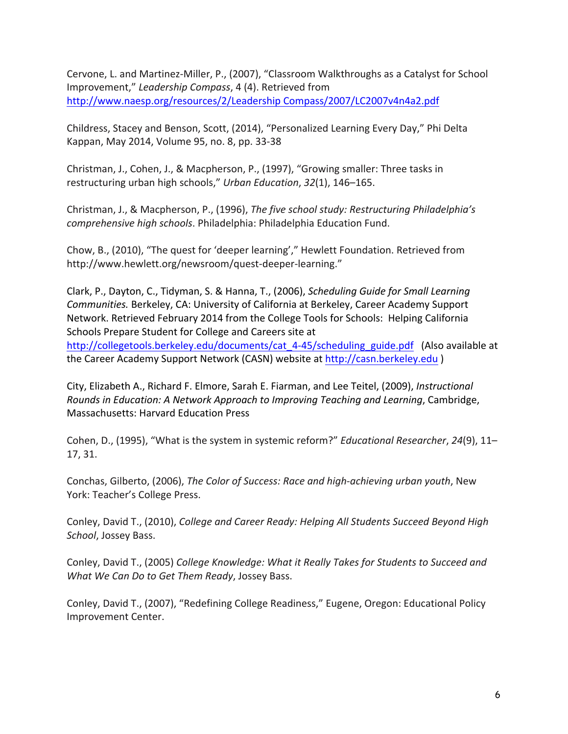Cervone, L. and Martinez-Miller, P., (2007), "Classroom Walkthroughs as a Catalyst for School Improvement," *Leadership Compass*, 4 (4). Retrieved from http://www.naesp.org/resources/2/Leadership Compass/2007/LC2007v4n4a2.pdf

Childress, Stacey and Benson, Scott, (2014), "Personalized Learning Every Day," Phi Delta Kappan, May 2014, Volume 95, no. 8, pp. 33-38

Christman, J., Cohen, J., & Macpherson, P., (1997), "Growing smaller: Three tasks in restructuring urban high schools," *Urban Education*, *32*(1), 146–165.

Christman, J., & Macpherson, P., (1996), *The five school study: Restructuring Philadelphia's comprehensive high schools*. Philadelphia: Philadelphia Education Fund.

Chow, B., (2010), "The quest for 'deeper learning'," Hewlett Foundation. Retrieved from http://www.hewlett.org/newsroom/quest-deeper-learning."

Clark, P., Dayton, C., Tidyman, S. & Hanna, T., (2006), *Scheduling Guide for Small Learning Communities.* Berkeley, CA: University of California at Berkeley, Career Academy Support Network. Retrieved February 2014 from the College Tools for Schools: Helping California Schools Prepare Student for College and Careers site at http://collegetools.berkeley.edu/documents/cat_4-45/scheduling_guide.pdf (Also available at the Career Academy Support Network (CASN) website at http://casn.berkeley.edu )

City, Elizabeth A., Richard F. Elmore, Sarah E. Fiarman, and Lee Teitel, (2009), *Instructional Rounds in Education: A Network Approach to Improving Teaching and Learning*, Cambridge, Massachusetts: Harvard Education Press

Cohen, D., (1995), "What is the system in systemic reform?" *Educational Researcher*, *24*(9), 11–17, 31.

Conchas, Gilberto, (2006), *The Color of Success: Race and high-achieving urban youth*, New York: Teacher's College Press.

Conley, David T., (2010), *College and Career Ready: Helping All Students Succeed Beyond High School*, Jossey Bass.

Conley, David T., (2005) *College Knowledge: What it Really Takes for Students to Succeed and What We Can Do to Get Them Ready*, Jossey Bass.

Conley, David T., (2007), "Redefining College Readiness," Eugene, Oregon: Educational Policy Improvement Center.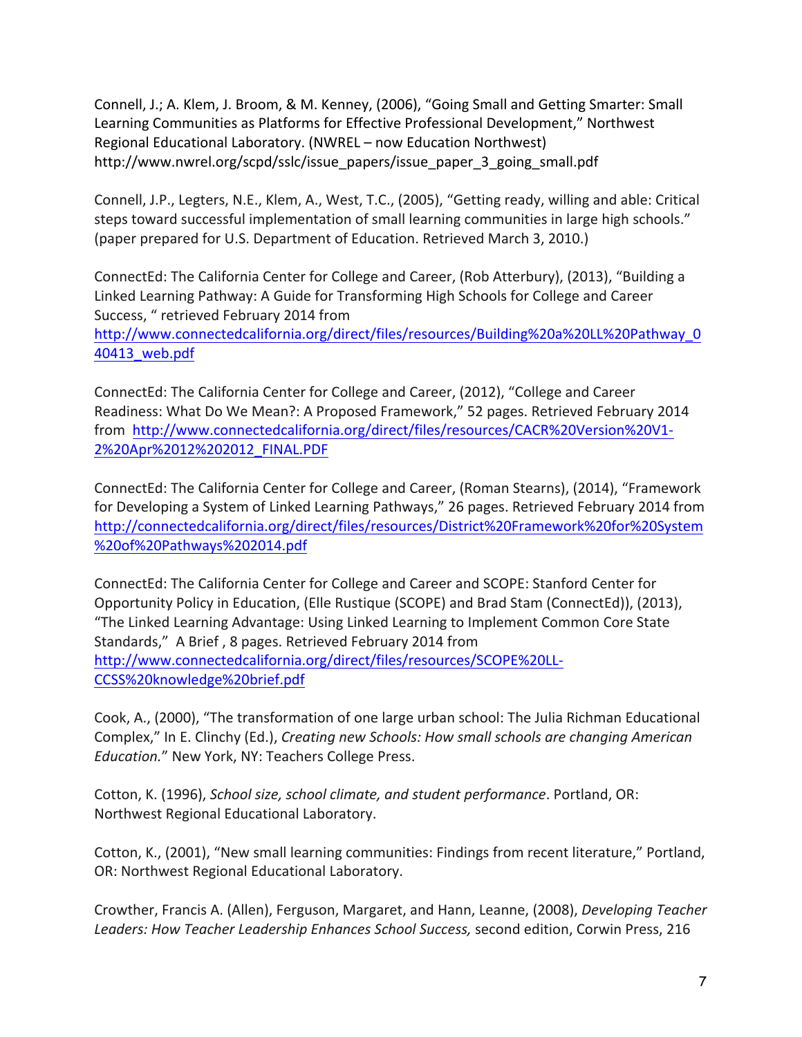Connell, J.; A. Klem, J. Broom, & M. Kenney, (2006), "Going Small and Getting Smarter: Small Learning Communities as Platforms for Effective Professional Development," Northwest Regional Educational Laboratory. (NWREL – now Education Northwest) http://www.nwrel.org/scpd/sslc/issue_papers/issue_paper_3_going_small.pdf

Connell, J.P., Legters, N.E., Klem, A., West, T.C., (2005), "Getting ready, willing and able: Critical steps toward successful implementation of small learning communities in large high schools." (paper prepared for U.S. Department of Education. Retrieved March 3, 2010.)

ConnectEd: The California Center for College and Career, (Rob Atterbury), (2013), "Building a Linked Learning Pathway: A Guide for Transforming High Schools for College and Career Success, " retrieved February 2014 from http://www.connectedcalifornia.org/direct/files/resources/Building%20a%20LL%20Pathway_040413_web.pdf

ConnectEd: The California Center for College and Career, (2012), "College and Career Readiness: What Do We Mean?: A Proposed Framework," 52 pages. Retrieved February 2014 from http://www.connectedcalifornia.org/direct/files/resources/CACR%20Version%20V1-2%20Apr%2012%202012_FINAL.PDF

ConnectEd: The California Center for College and Career, (Roman Stearns), (2014), "Framework for Developing a System of Linked Learning Pathways," 26 pages. Retrieved February 2014 from http://connectedcalifornia.org/direct/files/resources/District%20Framework%20for%20System%20of%20Pathways%202014.pdf

ConnectEd: The California Center for College and Career and SCOPE: Stanford Center for Opportunity Policy in Education, (Elle Rustique (SCOPE) and Brad Stam (ConnectEd)), (2013), "The Linked Learning Advantage: Using Linked Learning to Implement Common Core State Standards," A Brief , 8 pages. Retrieved February 2014 from http://www.connectedcalifornia.org/direct/files/resources/SCOPE%20LL-CCSS%20knowledge%20brief.pdf

Cook, A., (2000), "The transformation of one large urban school: The Julia Richman Educational Complex," In E. Clinchy (Ed.), *Creating new Schools: How small schools are changing American Education.*" New York, NY: Teachers College Press.

Cotton, K. (1996), *School size, school climate, and student performance*. Portland, OR: Northwest Regional Educational Laboratory.

Cotton, K., (2001), "New small learning communities: Findings from recent literature," Portland, OR: Northwest Regional Educational Laboratory.

Crowther, Francis A. (Allen), Ferguson, Margaret, and Hann, Leanne, (2008), *Developing Teacher Leaders: How Teacher Leadership Enhances School Success,* second edition, Corwin Press, 216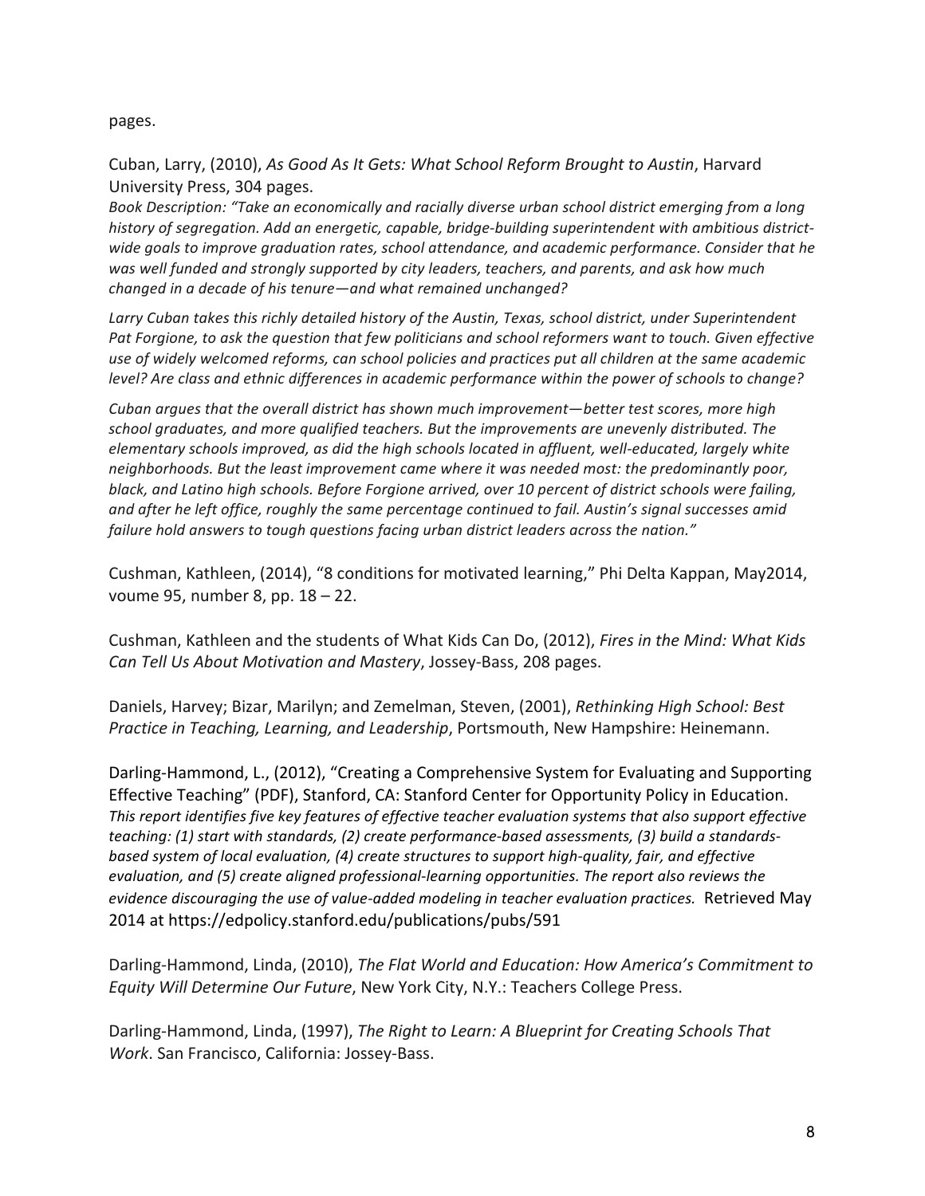pages.

Cuban, Larry, (2010), *As Good As It Gets: What School Reform Brought to Austin*, Harvard University Press, 304 pages.

*Book Description: "Take an economically and racially diverse urban school district emerging from a long history of segregation. Add an energetic, capable, bridge-building superintendent with ambitious district-wide goals to improve graduation rates, school attendance, and academic performance. Consider that he was well funded and strongly supported by city leaders, teachers, and parents, and ask how much changed in a decade of his tenure—and what remained unchanged?*

*Larry Cuban takes this richly detailed history of the Austin, Texas, school district, under Superintendent Pat Forgione, to ask the question that few politicians and school reformers want to touch. Given effective use of widely welcomed reforms, can school policies and practices put all children at the same academic level? Are class and ethnic differences in academic performance within the power of schools to change?*

*Cuban argues that the overall district has shown much improvement—better test scores, more high school graduates, and more qualified teachers. But the improvements are unevenly distributed. The elementary schools improved, as did the high schools located in affluent, well-educated, largely white neighborhoods. But the least improvement came where it was needed most: the predominantly poor, black, and Latino high schools. Before Forgione arrived, over 10 percent of district schools were failing, and after he left office, roughly the same percentage continued to fail. Austin's signal successes amid failure hold answers to tough questions facing urban district leaders across the nation."*

Cushman, Kathleen, (2014), "8 conditions for motivated learning," Phi Delta Kappan, May2014, voume 95, number 8, pp. 18 – 22.

Cushman, Kathleen and the students of What Kids Can Do, (2012), *Fires in the Mind: What Kids Can Tell Us About Motivation and Mastery*, Jossey-Bass, 208 pages.

Daniels, Harvey; Bizar, Marilyn; and Zemelman, Steven, (2001), *Rethinking High School: Best Practice in Teaching, Learning, and Leadership*, Portsmouth, New Hampshire: Heinemann.

Darling-Hammond, L., (2012), "Creating a Comprehensive System for Evaluating and Supporting Effective Teaching" (PDF), Stanford, CA: Stanford Center for Opportunity Policy in Education. *This report identifies five key features of effective teacher evaluation systems that also support effective teaching: (1) start with standards, (2) create performance-based assessments, (3) build a standards-based system of local evaluation, (4) create structures to support high-quality, fair, and effective evaluation, and (5) create aligned professional-learning opportunities. The report also reviews the evidence discouraging the use of value-added modeling in teacher evaluation practices.* Retrieved May 2014 at https://edpolicy.stanford.edu/publications/pubs/591

Darling-Hammond, Linda, (2010), *The Flat World and Education: How America's Commitment to Equity Will Determine Our Future*, New York City, N.Y.: Teachers College Press.

Darling-Hammond, Linda, (1997), *The Right to Learn: A Blueprint for Creating Schools That Work*. San Francisco, California: Jossey-Bass.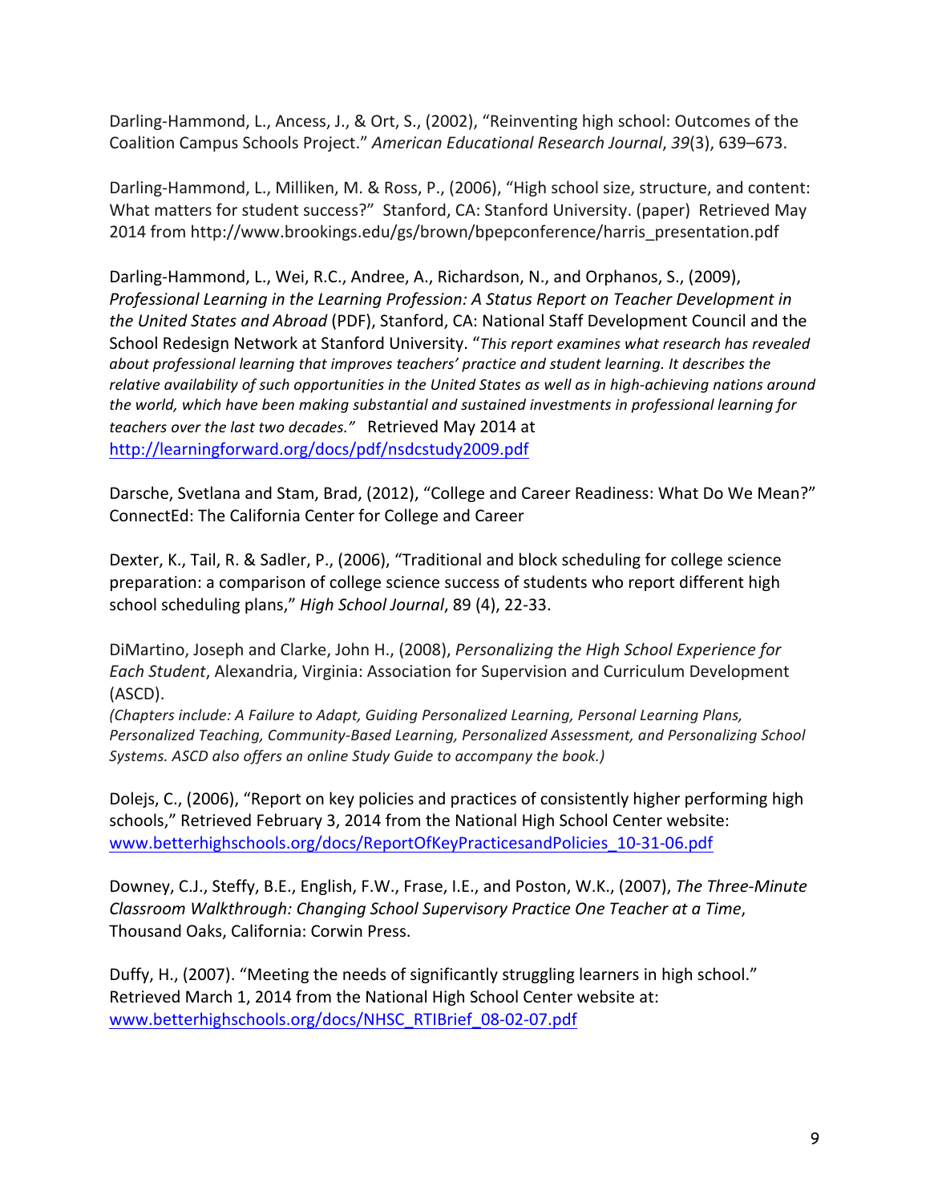Darling-Hammond, L., Ancess, J., & Ort, S., (2002), "Reinventing high school: Outcomes of the Coalition Campus Schools Project." *American Educational Research Journal*, *39*(3), 639–673.

Darling-Hammond, L., Milliken, M. & Ross, P., (2006), "High school size, structure, and content: What matters for student success?" Stanford, CA: Stanford University. (paper) Retrieved May 2014 from http://www.brookings.edu/gs/brown/bpepconference/harris_presentation.pdf

Darling-Hammond, L., Wei, R.C., Andree, A., Richardson, N., and Orphanos, S., (2009), *Professional Learning in the Learning Profession: A Status Report on Teacher Development in the United States and Abroad* (PDF), Stanford, CA: National Staff Development Council and the School Redesign Network at Stanford University. "*This report examines what research has revealed about professional learning that improves teachers' practice and student learning. It describes the relative availability of such opportunities in the United States as well as in high-achieving nations around the world, which have been making substantial and sustained investments in professional learning for teachers over the last two decades."* Retrieved May 2014 at http://learningforward.org/docs/pdf/nsdcstudy2009.pdf

Darsche, Svetlana and Stam, Brad, (2012), "College and Career Readiness: What Do We Mean?" ConnectEd: The California Center for College and Career

Dexter, K., Tail, R. & Sadler, P., (2006), "Traditional and block scheduling for college science preparation: a comparison of college science success of students who report different high school scheduling plans," *High School Journal*, 89 (4), 22-33.

DiMartino, Joseph and Clarke, John H., (2008), *Personalizing the High School Experience for Each Student*, Alexandria, Virginia: Association for Supervision and Curriculum Development (ASCD).
*(Chapters include: A Failure to Adapt, Guiding Personalized Learning, Personal Learning Plans, Personalized Teaching, Community-Based Learning, Personalized Assessment, and Personalizing School Systems. ASCD also offers an online Study Guide to accompany the book.)*

Dolejs, C., (2006), "Report on key policies and practices of consistently higher performing high schools," Retrieved February 3, 2014 from the National High School Center website: www.betterhighschools.org/docs/ReportOfKeyPracticesandPolicies_10-31-06.pdf

Downey, C.J., Steffy, B.E., English, F.W., Frase, I.E., and Poston, W.K., (2007), *The Three-Minute Classroom Walkthrough: Changing School Supervisory Practice One Teacher at a Time*, Thousand Oaks, California: Corwin Press.

Duffy, H., (2007). "Meeting the needs of significantly struggling learners in high school." Retrieved March 1, 2014 from the National High School Center website at: www.betterhighschools.org/docs/NHSC_RTIBrief_08-02-07.pdf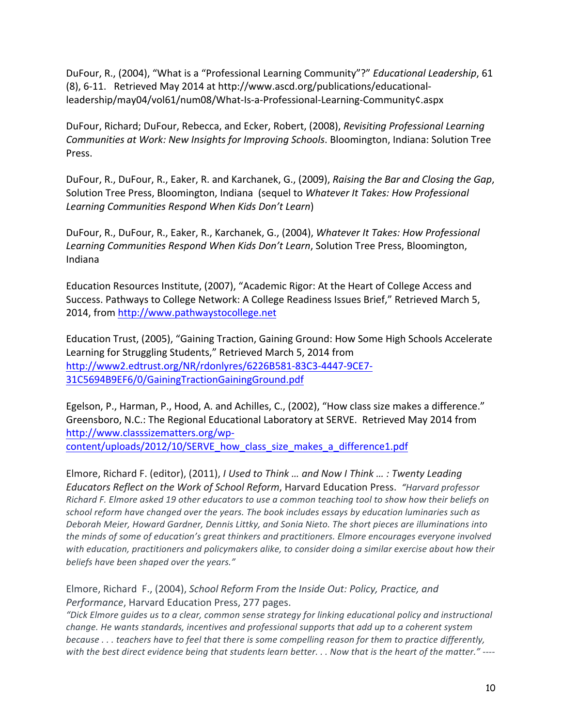DuFour, R., (2004), "What is a "Professional Learning Community"?" *Educational Leadership*, 61 (8), 6-11. Retrieved May 2014 at http://www.ascd.org/publications/educational-leadership/may04/vol61/num08/What-Is-a-Professional-Learning-Community¢.aspx

DuFour, Richard; DuFour, Rebecca, and Ecker, Robert, (2008), *Revisiting Professional Learning Communities at Work: New Insights for Improving Schools*. Bloomington, Indiana: Solution Tree Press.

DuFour, R., DuFour, R., Eaker, R. and Karchanek, G., (2009), *Raising the Bar and Closing the Gap*, Solution Tree Press, Bloomington, Indiana (sequel to *Whatever It Takes: How Professional Learning Communities Respond When Kids Don't Learn*)

DuFour, R., DuFour, R., Eaker, R., Karchanek, G., (2004), *Whatever It Takes: How Professional Learning Communities Respond When Kids Don't Learn*, Solution Tree Press, Bloomington, Indiana

Education Resources Institute, (2007), "Academic Rigor: At the Heart of College Access and Success. Pathways to College Network: A College Readiness Issues Brief," Retrieved March 5, 2014, from http://www.pathwaystocollege.net

Education Trust, (2005), "Gaining Traction, Gaining Ground: How Some High Schools Accelerate Learning for Struggling Students," Retrieved March 5, 2014 from http://www2.edtrust.org/NR/rdonlyres/6226B581-83C3-4447-9CE7-31C5694B9EF6/0/GainingTractionGainingGround.pdf

Egelson, P., Harman, P., Hood, A. and Achilles, C., (2002), "How class size makes a difference." Greensboro, N.C.: The Regional Educational Laboratory at SERVE. Retrieved May 2014 from http://www.classsizematters.org/wp-content/uploads/2012/10/SERVE_how_class_size_makes_a_difference1.pdf

Elmore, Richard F. (editor), (2011), *I Used to Think … and Now I Think … : Twenty Leading Educators Reflect on the Work of School Reform*, Harvard Education Press. *"Harvard professor Richard F. Elmore asked 19 other educators to use a common teaching tool to show how their beliefs on school reform have changed over the years. The book includes essays by education luminaries such as Deborah Meier, Howard Gardner, Dennis Littky, and Sonia Nieto. The short pieces are illuminations into the minds of some of education's great thinkers and practitioners. Elmore encourages everyone involved with education, practitioners and policymakers alike, to consider doing a similar exercise about how their beliefs have been shaped over the years."*

Elmore, Richard F., (2004), *School Reform From the Inside Out: Policy, Practice, and Performance*, Harvard Education Press, 277 pages.
*"Dick Elmore guides us to a clear, common sense strategy for linking educational policy and instructional change. He wants standards, incentives and professional supports that add up to a coherent system because . . . teachers have to feel that there is some compelling reason for them to practice differently, with the best direct evidence being that students learn better. . . Now that is the heart of the matter." ----*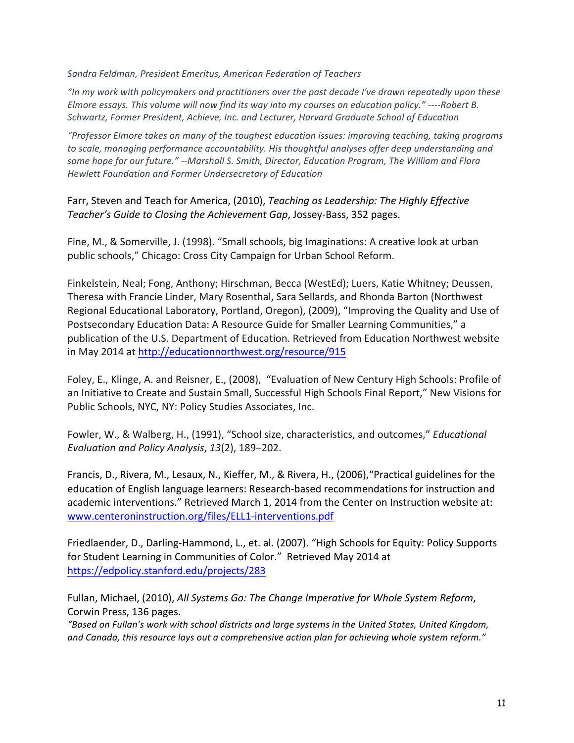*Sandra Feldman, President Emeritus, American Federation of Teachers*

*"In my work with policymakers and practitioners over the past decade I've drawn repeatedly upon these Elmore essays. This volume will now find its way into my courses on education policy." ----Robert B. Schwartz, Former President, Achieve, Inc. and Lecturer, Harvard Graduate School of Education*

*"Professor Elmore takes on many of the toughest education issues: improving teaching, taking programs to scale, managing performance accountability. His thoughtful analyses offer deep understanding and some hope for our future." --Marshall S. Smith, Director, Education Program, The William and Flora Hewlett Foundation and Former Undersecretary of Education*

Farr, Steven and Teach for America, (2010), *Teaching as Leadership: The Highly Effective Teacher's Guide to Closing the Achievement Gap*, Jossey-Bass, 352 pages.

Fine, M., & Somerville, J. (1998). "Small schools, big Imaginations: A creative look at urban public schools," Chicago: Cross City Campaign for Urban School Reform.

Finkelstein, Neal; Fong, Anthony; Hirschman, Becca (WestEd); Luers, Katie Whitney; Deussen, Theresa with Francie Linder, Mary Rosenthal, Sara Sellards, and Rhonda Barton (Northwest Regional Educational Laboratory, Portland, Oregon), (2009), "Improving the Quality and Use of Postsecondary Education Data: A Resource Guide for Smaller Learning Communities," a publication of the U.S. Department of Education. Retrieved from Education Northwest website in May 2014 at http://educationnorthwest.org/resource/915

Foley, E., Klinge, A. and Reisner, E., (2008), "Evaluation of New Century High Schools: Profile of an Initiative to Create and Sustain Small, Successful High Schools Final Report," New Visions for Public Schools, NYC, NY: Policy Studies Associates, Inc.

Fowler, W., & Walberg, H., (1991), "School size, characteristics, and outcomes," *Educational Evaluation and Policy Analysis*, *13*(2), 189–202.

Francis, D., Rivera, M., Lesaux, N., Kieffer, M., & Rivera, H., (2006),"Practical guidelines for the education of English language learners: Research-based recommendations for instruction and academic interventions." Retrieved March 1, 2014 from the Center on Instruction website at: www.centeroninstruction.org/files/ELL1-interventions.pdf

Friedlaender, D., Darling-Hammond, L., et. al. (2007). "High Schools for Equity: Policy Supports for Student Learning in Communities of Color." Retrieved May 2014 at https://edpolicy.stanford.edu/projects/283

Fullan, Michael, (2010), *All Systems Go: The Change Imperative for Whole System Reform*, Corwin Press, 136 pages.
*"Based on Fullan's work with school districts and large systems in the United States, United Kingdom, and Canada, this resource lays out a comprehensive action plan for achieving whole system reform."*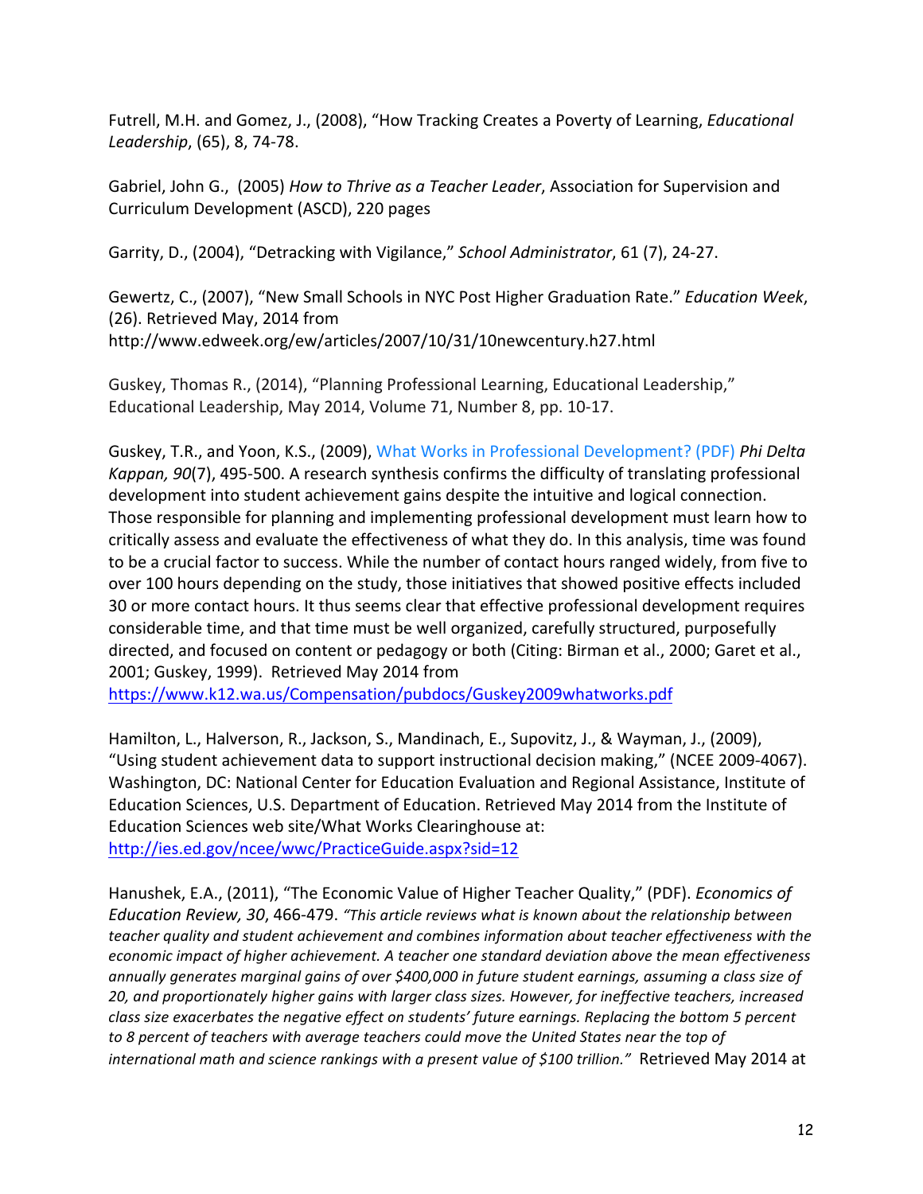Futrell, M.H. and Gomez, J., (2008), "How Tracking Creates a Poverty of Learning, *Educational Leadership*, (65), 8, 74-78.

Gabriel, John G., (2005) *How to Thrive as a Teacher Leader*, Association for Supervision and Curriculum Development (ASCD), 220 pages

Garrity, D., (2004), "Detracking with Vigilance," *School Administrator*, 61 (7), 24-27.

Gewertz, C., (2007), "New Small Schools in NYC Post Higher Graduation Rate." *Education Week*, (26). Retrieved May, 2014 from http://www.edweek.org/ew/articles/2007/10/31/10newcentury.h27.html

Guskey, Thomas R., (2014), "Planning Professional Learning, Educational Leadership," Educational Leadership, May 2014, Volume 71, Number 8, pp. 10-17.

Guskey, T.R., and Yoon, K.S., (2009), What Works in Professional Development? (PDF) *Phi Delta Kappan, 90*(7), 495-500. A research synthesis confirms the difficulty of translating professional development into student achievement gains despite the intuitive and logical connection. Those responsible for planning and implementing professional development must learn how to critically assess and evaluate the effectiveness of what they do. In this analysis, time was found to be a crucial factor to success. While the number of contact hours ranged widely, from five to over 100 hours depending on the study, those initiatives that showed positive effects included 30 or more contact hours. It thus seems clear that effective professional development requires considerable time, and that time must be well organized, carefully structured, purposefully directed, and focused on content or pedagogy or both (Citing: Birman et al., 2000; Garet et al., 2001; Guskey, 1999). Retrieved May 2014 from https://www.k12.wa.us/Compensation/pubdocs/Guskey2009whatworks.pdf

Hamilton, L., Halverson, R., Jackson, S., Mandinach, E., Supovitz, J., & Wayman, J., (2009), "Using student achievement data to support instructional decision making," (NCEE 2009-4067). Washington, DC: National Center for Education Evaluation and Regional Assistance, Institute of Education Sciences, U.S. Department of Education. Retrieved May 2014 from the Institute of Education Sciences web site/What Works Clearinghouse at: http://ies.ed.gov/ncee/wwc/PracticeGuide.aspx?sid=12

Hanushek, E.A., (2011), "The Economic Value of Higher Teacher Quality," (PDF). *Economics of Education Review, 30*, 466-479. *"This article reviews what is known about the relationship between teacher quality and student achievement and combines information about teacher effectiveness with the economic impact of higher achievement. A teacher one standard deviation above the mean effectiveness annually generates marginal gains of over $400,000 in future student earnings, assuming a class size of 20, and proportionately higher gains with larger class sizes. However, for ineffective teachers, increased class size exacerbates the negative effect on students' future earnings. Replacing the bottom 5 percent to 8 percent of teachers with average teachers could move the United States near the top of international math and science rankings with a present value of $100 trillion."* Retrieved May 2014 at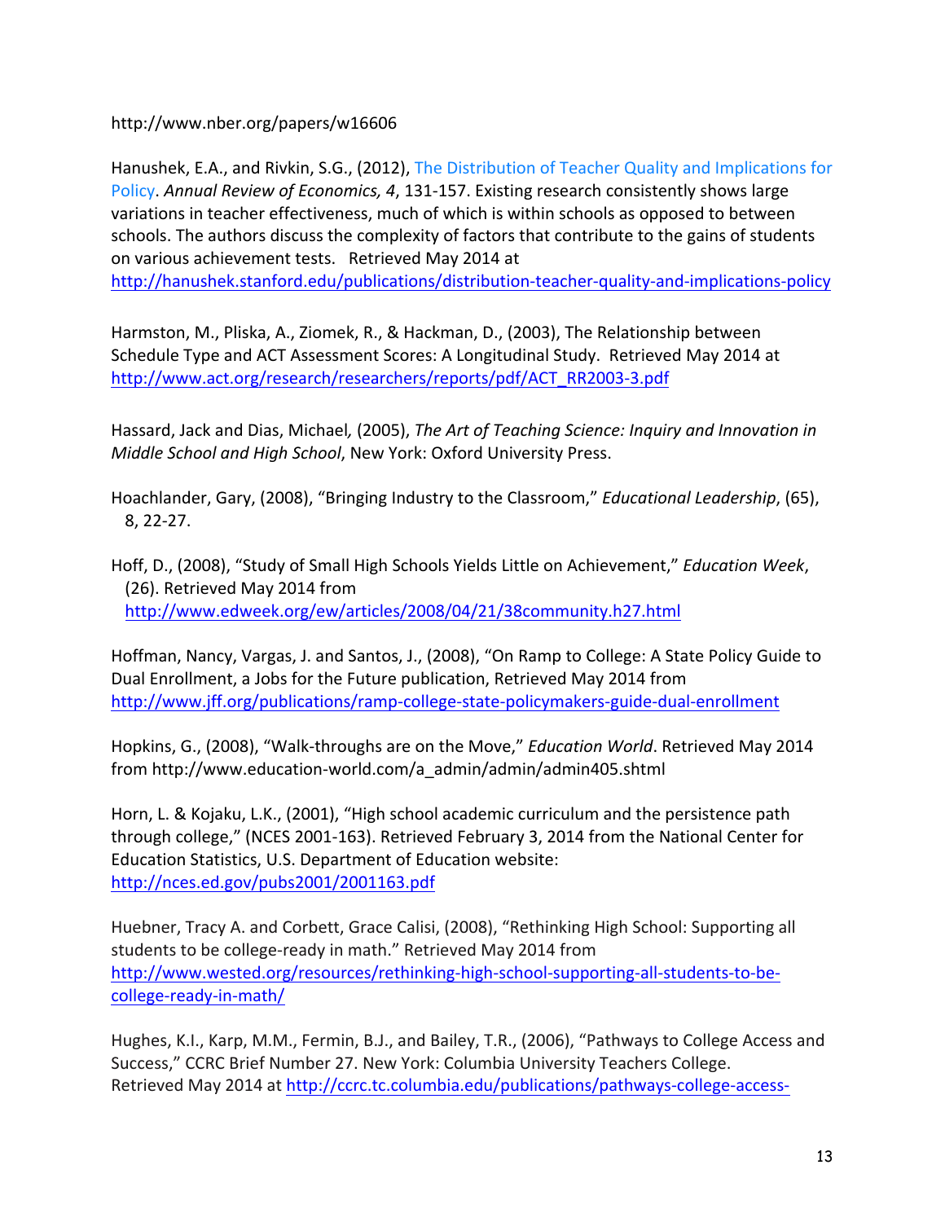http://www.nber.org/papers/w16606

Hanushek, E.A., and Rivkin, S.G., (2012), The Distribution of Teacher Quality and Implications for Policy. *Annual Review of Economics, 4*, 131-157. Existing research consistently shows large variations in teacher effectiveness, much of which is within schools as opposed to between schools. The authors discuss the complexity of factors that contribute to the gains of students on various achievement tests. Retrieved May 2014 at http://hanushek.stanford.edu/publications/distribution-teacher-quality-and-implications-policy

Harmston, M., Pliska, A., Ziomek, R., & Hackman, D., (2003), The Relationship between Schedule Type and ACT Assessment Scores: A Longitudinal Study. Retrieved May 2014 at http://www.act.org/research/researchers/reports/pdf/ACT_RR2003-3.pdf

Hassard, Jack and Dias, Michael*,* (2005), *The Art of Teaching Science: Inquiry and Innovation in Middle School and High School*, New York: Oxford University Press.

Hoachlander, Gary, (2008), "Bringing Industry to the Classroom," *Educational Leadership*, (65), 8, 22-27.

Hoff, D., (2008), "Study of Small High Schools Yields Little on Achievement," *Education Week*, (26). Retrieved May 2014 from http://www.edweek.org/ew/articles/2008/04/21/38community.h27.html

Hoffman, Nancy, Vargas, J. and Santos, J., (2008), "On Ramp to College: A State Policy Guide to Dual Enrollment, a Jobs for the Future publication, Retrieved May 2014 from http://www.jff.org/publications/ramp-college-state-policymakers-guide-dual-enrollment

Hopkins, G., (2008), "Walk-throughs are on the Move," *Education World*. Retrieved May 2014 from http://www.education-world.com/a_admin/admin/admin405.shtml

Horn, L. & Kojaku, L.K., (2001), "High school academic curriculum and the persistence path through college," (NCES 2001-163). Retrieved February 3, 2014 from the National Center for Education Statistics, U.S. Department of Education website: http://nces.ed.gov/pubs2001/2001163.pdf

Huebner, Tracy A. and Corbett, Grace Calisi, (2008), "Rethinking High School: Supporting all students to be college-ready in math." Retrieved May 2014 from http://www.wested.org/resources/rethinking-high-school-supporting-all-students-to-be-college-ready-in-math/

Hughes, K.I., Karp, M.M., Fermin, B.J., and Bailey, T.R., (2006), "Pathways to College Access and Success," CCRC Brief Number 27. New York: Columbia University Teachers College. Retrieved May 2014 at http://ccrc.tc.columbia.edu/publications/pathways-college-access-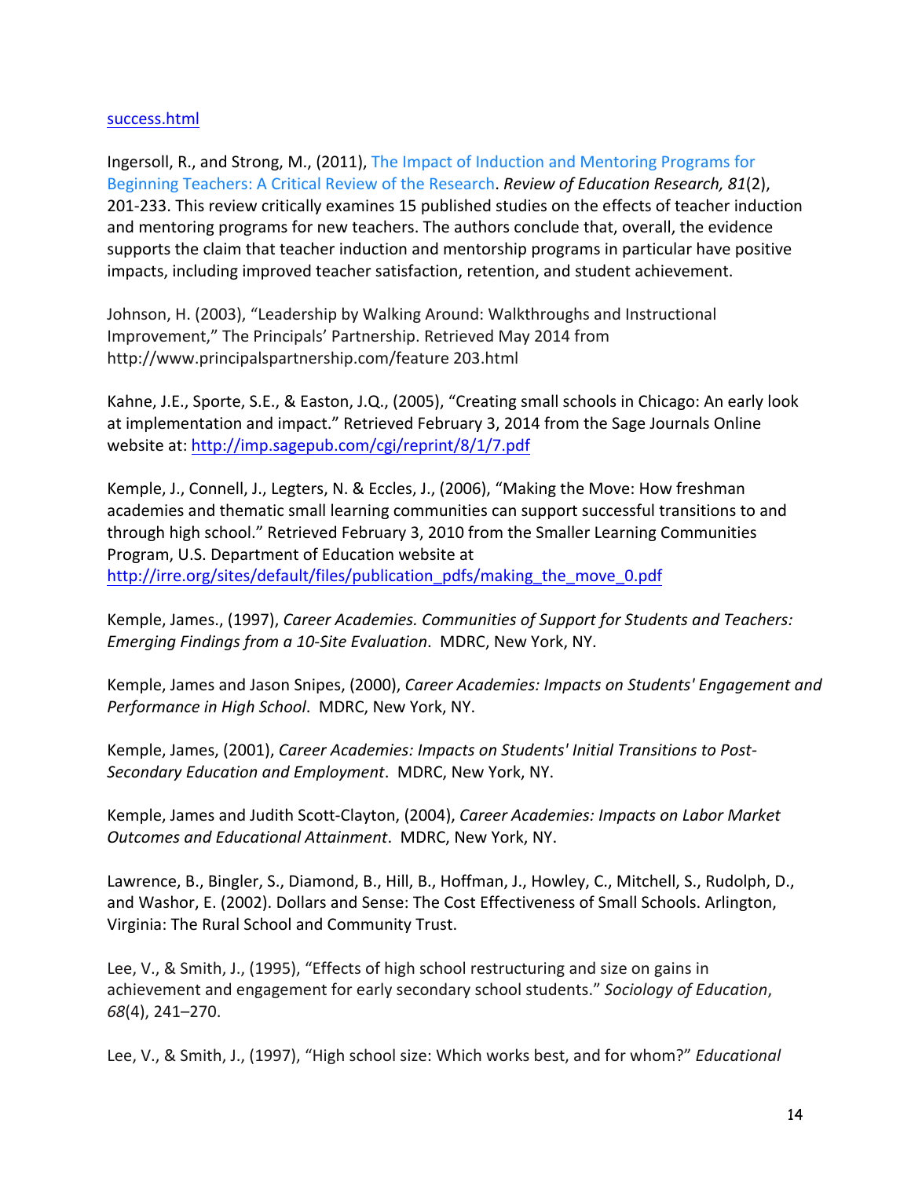success.html

Ingersoll, R., and Strong, M., (2011), The Impact of Induction and Mentoring Programs for Beginning Teachers: A Critical Review of the Research. *Review of Education Research, 81*(2), 201-233. This review critically examines 15 published studies on the effects of teacher induction and mentoring programs for new teachers. The authors conclude that, overall, the evidence supports the claim that teacher induction and mentorship programs in particular have positive impacts, including improved teacher satisfaction, retention, and student achievement.

Johnson, H. (2003), "Leadership by Walking Around: Walkthroughs and Instructional Improvement," The Principals' Partnership. Retrieved May 2014 from http://www.principalspartnership.com/feature 203.html

Kahne, J.E., Sporte, S.E., & Easton, J.Q., (2005), "Creating small schools in Chicago: An early look at implementation and impact." Retrieved February 3, 2014 from the Sage Journals Online website at: http://imp.sagepub.com/cgi/reprint/8/1/7.pdf

Kemple, J., Connell, J., Legters, N. & Eccles, J., (2006), "Making the Move: How freshman academies and thematic small learning communities can support successful transitions to and through high school." Retrieved February 3, 2010 from the Smaller Learning Communities Program, U.S. Department of Education website at http://irre.org/sites/default/files/publication_pdfs/making_the_move_0.pdf

Kemple, James., (1997), *Career Academies. Communities of Support for Students and Teachers: Emerging Findings from a 10-Site Evaluation*. MDRC, New York, NY.

Kemple, James and Jason Snipes, (2000), *Career Academies: Impacts on Students' Engagement and Performance in High School*. MDRC, New York, NY.

Kemple, James, (2001), *Career Academies: Impacts on Students' Initial Transitions to Post-Secondary Education and Employment*. MDRC, New York, NY.

Kemple, James and Judith Scott-Clayton, (2004), *Career Academies: Impacts on Labor Market Outcomes and Educational Attainment*. MDRC, New York, NY.

Lawrence, B., Bingler, S., Diamond, B., Hill, B., Hoffman, J., Howley, C., Mitchell, S., Rudolph, D., and Washor, E. (2002). Dollars and Sense: The Cost Effectiveness of Small Schools. Arlington, Virginia: The Rural School and Community Trust.

Lee, V., & Smith, J., (1995), "Effects of high school restructuring and size on gains in achievement and engagement for early secondary school students." *Sociology of Education*, *68*(4), 241–270.

Lee, V., & Smith, J., (1997), "High school size: Which works best, and for whom?" *Educational*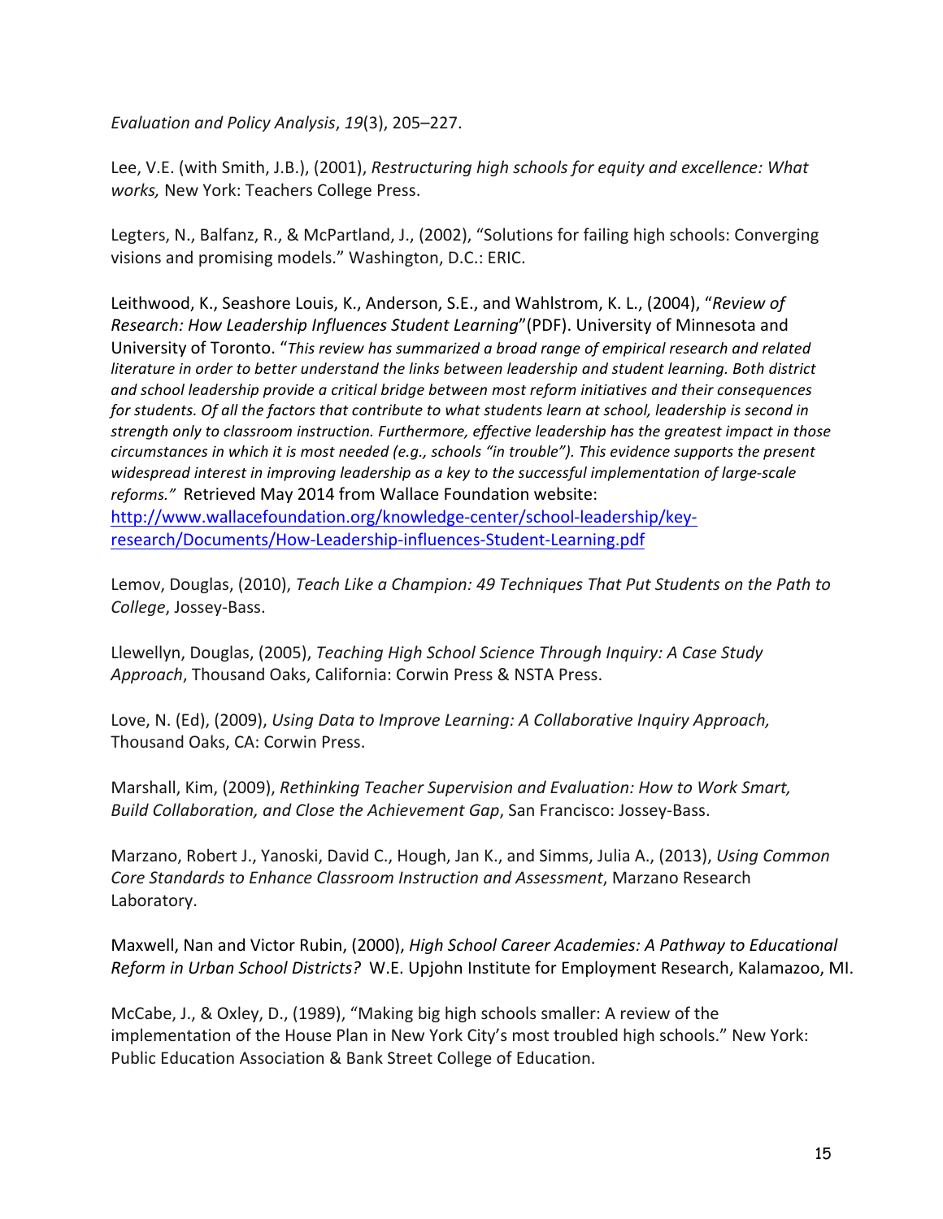*Evaluation and Policy Analysis*, *19*(3), 205–227.

Lee, V.E. (with Smith, J.B.), (2001), *Restructuring high schools for equity and excellence: What works,* New York: Teachers College Press.

Legters, N., Balfanz, R., & McPartland, J., (2002), "Solutions for failing high schools: Converging visions and promising models." Washington, D.C.: ERIC.

Leithwood, K., Seashore Louis, K., Anderson, S.E., and Wahlstrom, K. L., (2004), "*Review of Research: How Leadership Influences Student Learning*"(PDF). University of Minnesota and University of Toronto. "*This review has summarized a broad range of empirical research and related literature in order to better understand the links between leadership and student learning. Both district and school leadership provide a critical bridge between most reform initiatives and their consequences for students. Of all the factors that contribute to what students learn at school, leadership is second in strength only to classroom instruction. Furthermore, effective leadership has the greatest impact in those circumstances in which it is most needed (e.g., schools "in trouble"). This evidence supports the present widespread interest in improving leadership as a key to the successful implementation of large-scale reforms."* Retrieved May 2014 from Wallace Foundation website: [http://www.wallacefoundation.org/knowledge-center/school-leadership/key-research/Documents/How-Leadership-influences-Student-Learning.pdf](http://www.wallacefoundation.org/knowledge-center/school-leadership/key-research/Documents/How-Leadership-influences-Student-Learning.pdf)

Lemov, Douglas, (2010), *Teach Like a Champion: 49 Techniques That Put Students on the Path to College*, Jossey-Bass.

Llewellyn, Douglas, (2005), *Teaching High School Science Through Inquiry: A Case Study Approach*, Thousand Oaks, California: Corwin Press & NSTA Press.

Love, N. (Ed), (2009), *Using Data to Improve Learning: A Collaborative Inquiry Approach,* Thousand Oaks, CA: Corwin Press.

Marshall, Kim, (2009), *Rethinking Teacher Supervision and Evaluation: How to Work Smart, Build Collaboration, and Close the Achievement Gap*, San Francisco: Jossey-Bass.

Marzano, Robert J., Yanoski, David C., Hough, Jan K., and Simms, Julia A., (2013), *Using Common Core Standards to Enhance Classroom Instruction and Assessment*, Marzano Research Laboratory.

Maxwell, Nan and Victor Rubin, (2000), *High School Career Academies: A Pathway to Educational Reform in Urban School Districts?* W.E. Upjohn Institute for Employment Research, Kalamazoo, MI.

McCabe, J., & Oxley, D., (1989), "Making big high schools smaller: A review of the implementation of the House Plan in New York City's most troubled high schools." New York: Public Education Association & Bank Street College of Education.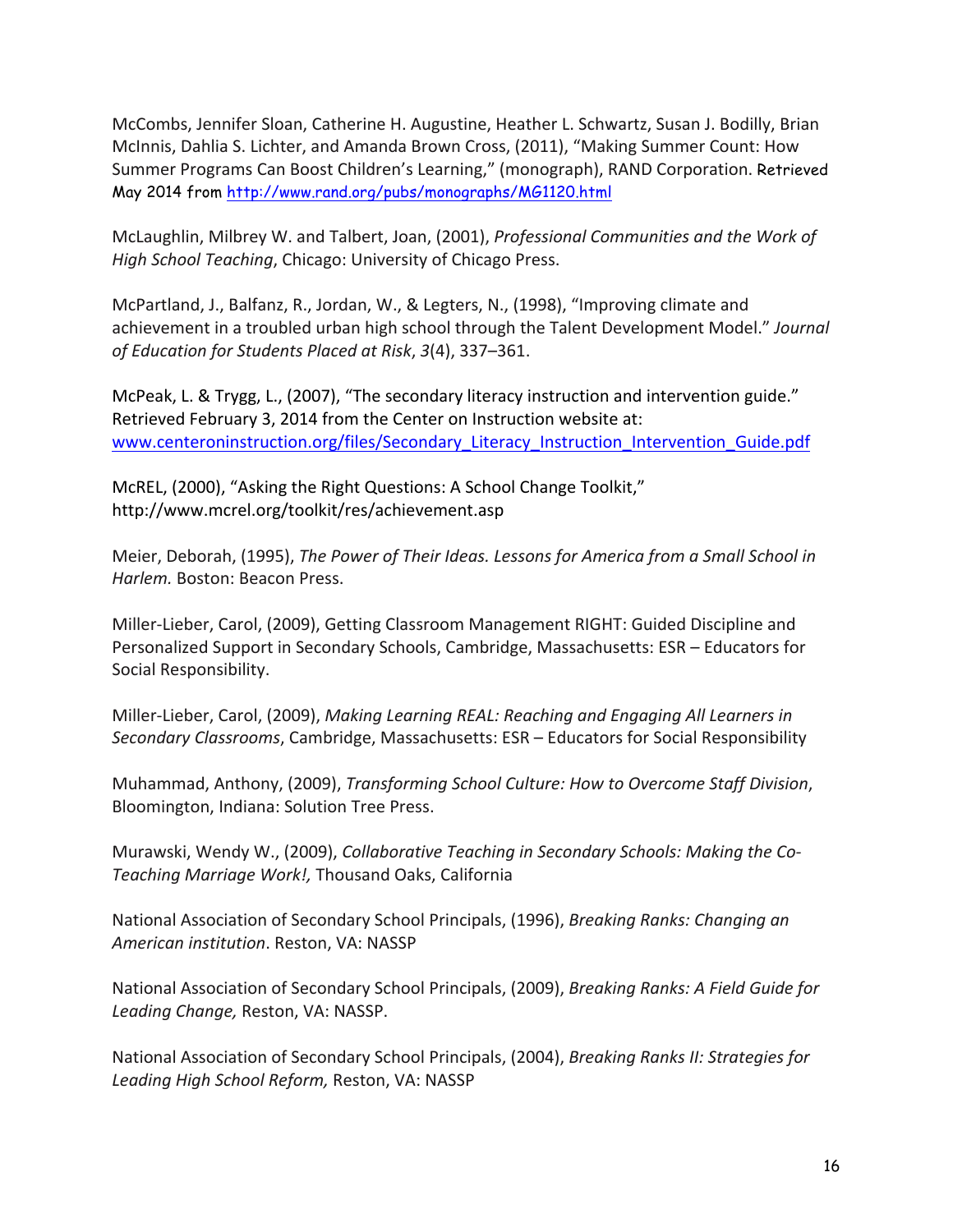McCombs, Jennifer Sloan, Catherine H. Augustine, Heather L. Schwartz, Susan J. Bodilly, Brian McInnis, Dahlia S. Lichter, and Amanda Brown Cross, (2011), "Making Summer Count: How Summer Programs Can Boost Children's Learning," (monograph), RAND Corporation. Retrieved May 2014 from http://www.rand.org/pubs/monographs/MG1120.html

McLaughlin, Milbrey W. and Talbert, Joan, (2001), *Professional Communities and the Work of High School Teaching*, Chicago: University of Chicago Press.

McPartland, J., Balfanz, R., Jordan, W., & Legters, N., (1998), "Improving climate and achievement in a troubled urban high school through the Talent Development Model." *Journal of Education for Students Placed at Risk*, *3*(4), 337–361.

McPeak, L. & Trygg, L., (2007), "The secondary literacy instruction and intervention guide." Retrieved February 3, 2014 from the Center on Instruction website at: www.centeroninstruction.org/files/Secondary_Literacy_Instruction_Intervention_Guide.pdf

McREL, (2000), "Asking the Right Questions: A School Change Toolkit," http://www.mcrel.org/toolkit/res/achievement.asp

Meier, Deborah, (1995), *The Power of Their Ideas. Lessons for America from a Small School in Harlem.* Boston: Beacon Press.

Miller-Lieber, Carol, (2009), Getting Classroom Management RIGHT: Guided Discipline and Personalized Support in Secondary Schools, Cambridge, Massachusetts: ESR – Educators for Social Responsibility.

Miller-Lieber, Carol, (2009), *Making Learning REAL: Reaching and Engaging All Learners in Secondary Classrooms*, Cambridge, Massachusetts: ESR – Educators for Social Responsibility

Muhammad, Anthony, (2009), *Transforming School Culture: How to Overcome Staff Division*, Bloomington, Indiana: Solution Tree Press.

Murawski, Wendy W., (2009), *Collaborative Teaching in Secondary Schools: Making the Co-Teaching Marriage Work!,* Thousand Oaks, California

National Association of Secondary School Principals, (1996), *Breaking Ranks: Changing an American institution*. Reston, VA: NASSP

National Association of Secondary School Principals, (2009), *Breaking Ranks: A Field Guide for Leading Change,* Reston, VA: NASSP.

National Association of Secondary School Principals, (2004), *Breaking Ranks II: Strategies for Leading High School Reform,* Reston, VA: NASSP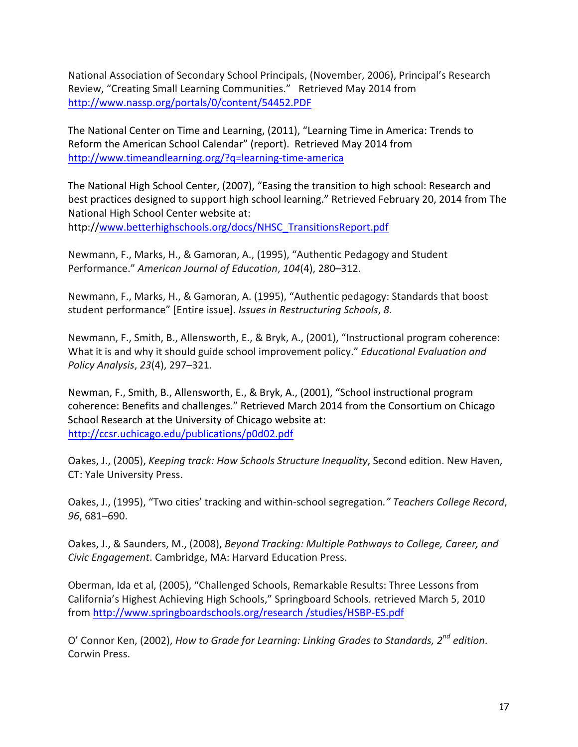National Association of Secondary School Principals, (November, 2006), Principal's Research Review, "Creating Small Learning Communities." Retrieved May 2014 from http://www.nassp.org/portals/0/content/54452.PDF

The National Center on Time and Learning, (2011), "Learning Time in America: Trends to Reform the American School Calendar" (report). Retrieved May 2014 from http://www.timeandlearning.org/?q=learning-time-america

The National High School Center, (2007), "Easing the transition to high school: Research and best practices designed to support high school learning." Retrieved February 20, 2014 from The National High School Center website at: http://www.betterhighschools.org/docs/NHSC_TransitionsReport.pdf

Newmann, F., Marks, H., & Gamoran, A., (1995), "Authentic Pedagogy and Student Performance." *American Journal of Education*, *104*(4), 280–312.

Newmann, F., Marks, H., & Gamoran, A. (1995), "Authentic pedagogy: Standards that boost student performance" [Entire issue]. *Issues in Restructuring Schools*, *8*.

Newmann, F., Smith, B., Allensworth, E., & Bryk, A., (2001), "Instructional program coherence: What it is and why it should guide school improvement policy." *Educational Evaluation and Policy Analysis*, *23*(4), 297–321.

Newman, F., Smith, B., Allensworth, E., & Bryk, A., (2001), "School instructional program coherence: Benefits and challenges." Retrieved March 2014 from the Consortium on Chicago School Research at the University of Chicago website at: http://ccsr.uchicago.edu/publications/p0d02.pdf

Oakes, J., (2005), *Keeping track: How Schools Structure Inequality*, Second edition. New Haven, CT: Yale University Press.

Oakes, J., (1995), "Two cities' tracking and within-school segregation*." Teachers College Record*, *96*, 681–690.

Oakes, J., & Saunders, M., (2008), *Beyond Tracking: Multiple Pathways to College, Career, and Civic Engagement*. Cambridge, MA: Harvard Education Press.

Oberman, Ida et al, (2005), "Challenged Schools, Remarkable Results: Three Lessons from California's Highest Achieving High Schools," Springboard Schools. retrieved March 5, 2010 from http://www.springboardschools.org/research /studies/HSBP-ES.pdf

O' Connor Ken, (2002), *How to Grade for Learning: Linking Grades to Standards, 2nd edition*. Corwin Press.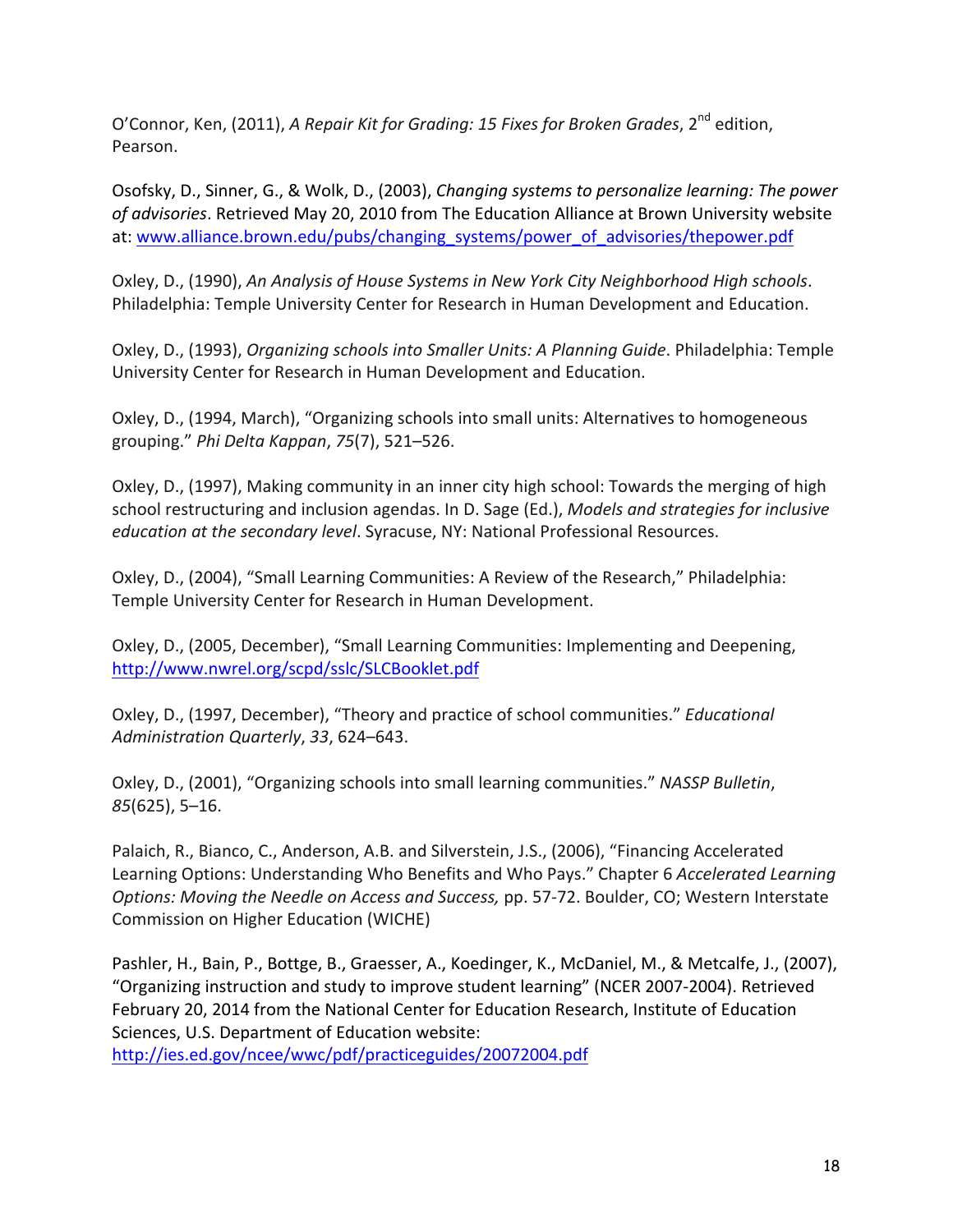O'Connor, Ken, (2011), *A Repair Kit for Grading: 15 Fixes for Broken Grades*, 2nd edition, Pearson.

Osofsky, D., Sinner, G., & Wolk, D., (2003), *Changing systems to personalize learning: The power of advisories*. Retrieved May 20, 2010 from The Education Alliance at Brown University website at: www.alliance.brown.edu/pubs/changing_systems/power_of_advisories/thepower.pdf

Oxley, D., (1990), *An Analysis of House Systems in New York City Neighborhood High schools*. Philadelphia: Temple University Center for Research in Human Development and Education.

Oxley, D., (1993), *Organizing schools into Smaller Units: A Planning Guide*. Philadelphia: Temple University Center for Research in Human Development and Education.

Oxley, D., (1994, March), "Organizing schools into small units: Alternatives to homogeneous grouping." *Phi Delta Kappan*, *75*(7), 521–526.

Oxley, D., (1997), Making community in an inner city high school: Towards the merging of high school restructuring and inclusion agendas. In D. Sage (Ed.), *Models and strategies for inclusive education at the secondary level*. Syracuse, NY: National Professional Resources.

Oxley, D., (2004), "Small Learning Communities: A Review of the Research," Philadelphia: Temple University Center for Research in Human Development.

Oxley, D., (2005, December), "Small Learning Communities: Implementing and Deepening, http://www.nwrel.org/scpd/sslc/SLCBooklet.pdf

Oxley, D., (1997, December), "Theory and practice of school communities." *Educational Administration Quarterly*, *33*, 624–643.

Oxley, D., (2001), "Organizing schools into small learning communities." *NASSP Bulletin*, *85*(625), 5–16.

Palaich, R., Bianco, C., Anderson, A.B. and Silverstein, J.S., (2006), "Financing Accelerated Learning Options: Understanding Who Benefits and Who Pays." Chapter 6 *Accelerated Learning Options: Moving the Needle on Access and Success,* pp. 57-72. Boulder, CO; Western Interstate Commission on Higher Education (WICHE)

Pashler, H., Bain, P., Bottge, B., Graesser, A., Koedinger, K., McDaniel, M., & Metcalfe, J., (2007), "Organizing instruction and study to improve student learning" (NCER 2007-2004). Retrieved February 20, 2014 from the National Center for Education Research, Institute of Education Sciences, U.S. Department of Education website: http://ies.ed.gov/ncee/wwc/pdf/practiceguides/20072004.pdf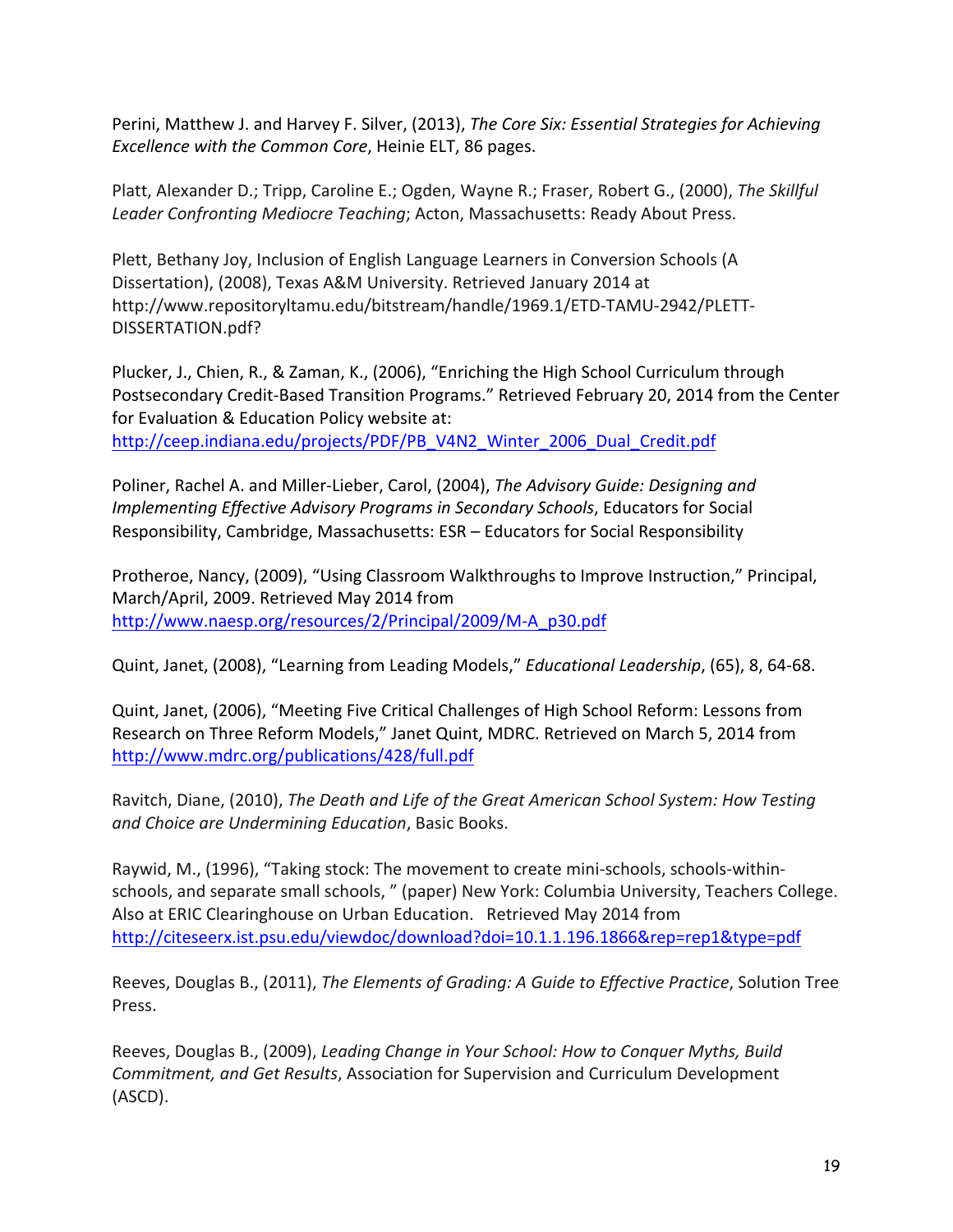Perini, Matthew J. and Harvey F. Silver, (2013), *The Core Six: Essential Strategies for Achieving Excellence with the Common Core*, Heinie ELT, 86 pages.

Platt, Alexander D.; Tripp, Caroline E.; Ogden, Wayne R.; Fraser, Robert G., (2000), *The Skillful Leader Confronting Mediocre Teaching*; Acton, Massachusetts: Ready About Press.

Plett, Bethany Joy, Inclusion of English Language Learners in Conversion Schools (A Dissertation), (2008), Texas A&M University. Retrieved January 2014 at http://www.repositoryltamu.edu/bitstream/handle/1969.1/ETD-TAMU-2942/PLETT-DISSERTATION.pdf?

Plucker, J., Chien, R., & Zaman, K., (2006), "Enriching the High School Curriculum through Postsecondary Credit-Based Transition Programs." Retrieved February 20, 2014 from the Center for Evaluation & Education Policy website at: http://ceep.indiana.edu/projects/PDF/PB_V4N2_Winter_2006_Dual_Credit.pdf

Poliner, Rachel A. and Miller-Lieber, Carol, (2004), *The Advisory Guide: Designing and Implementing Effective Advisory Programs in Secondary Schools*, Educators for Social Responsibility, Cambridge, Massachusetts: ESR – Educators for Social Responsibility

Protheroe, Nancy, (2009), "Using Classroom Walkthroughs to Improve Instruction," Principal, March/April, 2009. Retrieved May 2014 from http://www.naesp.org/resources/2/Principal/2009/M-A_p30.pdf

Quint, Janet, (2008), "Learning from Leading Models," *Educational Leadership*, (65), 8, 64-68.

Quint, Janet, (2006), "Meeting Five Critical Challenges of High School Reform: Lessons from Research on Three Reform Models," Janet Quint, MDRC. Retrieved on March 5, 2014 from http://www.mdrc.org/publications/428/full.pdf

Ravitch, Diane, (2010), *The Death and Life of the Great American School System: How Testing and Choice are Undermining Education*, Basic Books.

Raywid, M., (1996), "Taking stock: The movement to create mini-schools, schools-within-schools, and separate small schools, " (paper) New York: Columbia University, Teachers College. Also at ERIC Clearinghouse on Urban Education. Retrieved May 2014 from http://citeseerx.ist.psu.edu/viewdoc/download?doi=10.1.1.196.1866&rep=rep1&type=pdf

Reeves, Douglas B., (2011), *The Elements of Grading: A Guide to Effective Practice*, Solution Tree Press.

Reeves, Douglas B., (2009), *Leading Change in Your School: How to Conquer Myths, Build Commitment, and Get Results*, Association for Supervision and Curriculum Development (ASCD).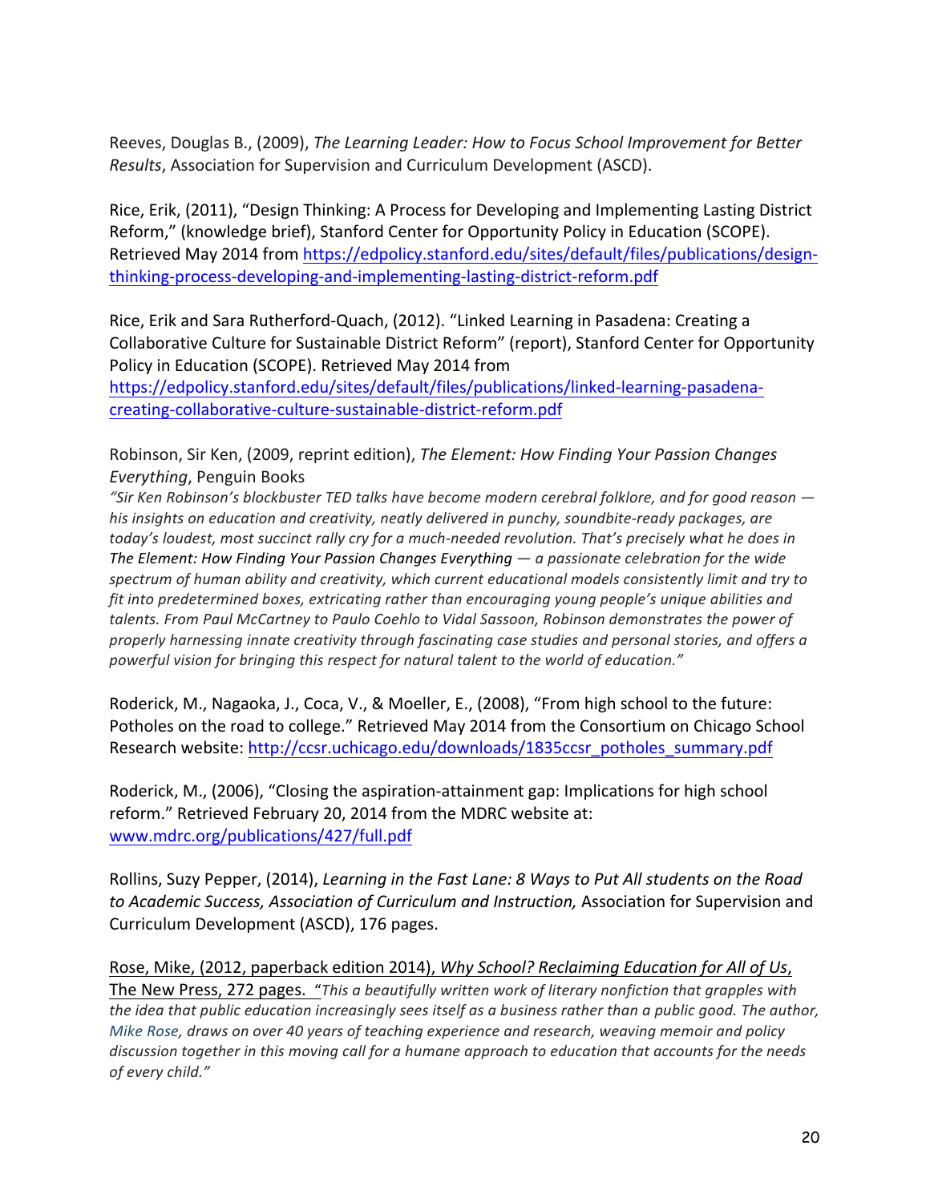Reeves, Douglas B., (2009), *The Learning Leader: How to Focus School Improvement for Better Results*, Association for Supervision and Curriculum Development (ASCD).

Rice, Erik, (2011), "Design Thinking: A Process for Developing and Implementing Lasting District Reform," (knowledge brief), Stanford Center for Opportunity Policy in Education (SCOPE). Retrieved May 2014 from https://edpolicy.stanford.edu/sites/default/files/publications/design-thinking-process-developing-and-implementing-lasting-district-reform.pdf

Rice, Erik and Sara Rutherford-Quach, (2012). "Linked Learning in Pasadena: Creating a Collaborative Culture for Sustainable District Reform" (report), Stanford Center for Opportunity Policy in Education (SCOPE). Retrieved May 2014 from https://edpolicy.stanford.edu/sites/default/files/publications/linked-learning-pasadena-creating-collaborative-culture-sustainable-district-reform.pdf

Robinson, Sir Ken, (2009, reprint edition), *The Element: How Finding Your Passion Changes Everything*, Penguin Books
*"Sir Ken Robinson's blockbuster TED talks have become modern cerebral folklore, and for good reason — his insights on education and creativity, neatly delivered in punchy, soundbite-ready packages, are today's loudest, most succinct rally cry for a much-needed revolution. That's precisely what he does in The Element: How Finding Your Passion Changes Everything — a passionate celebration for the wide spectrum of human ability and creativity, which current educational models consistently limit and try to fit into predetermined boxes, extricating rather than encouraging young people's unique abilities and talents. From Paul McCartney to Paulo Coehlo to Vidal Sassoon, Robinson demonstrates the power of properly harnessing innate creativity through fascinating case studies and personal stories, and offers a powerful vision for bringing this respect for natural talent to the world of education."*

Roderick, M., Nagaoka, J., Coca, V., & Moeller, E., (2008), "From high school to the future: Potholes on the road to college." Retrieved May 2014 from the Consortium on Chicago School Research website: http://ccsr.uchicago.edu/downloads/1835ccsr_potholes_summary.pdf

Roderick, M., (2006), "Closing the aspiration-attainment gap: Implications for high school reform." Retrieved February 20, 2014 from the MDRC website at: www.mdrc.org/publications/427/full.pdf

Rollins, Suzy Pepper, (2014), *Learning in the Fast Lane: 8 Ways to Put All students on the Road to Academic Success, Association of Curriculum and Instruction,* Association for Supervision and Curriculum Development (ASCD), 176 pages.

Rose, Mike, (2012, paperback edition 2014), *Why School? Reclaiming Education for All of Us*, The New Press, 272 pages. *"This a beautifully written work of literary nonfiction that grapples with the idea that public education increasingly sees itself as a business rather than a public good. The author, Mike Rose, draws on over 40 years of teaching experience and research, weaving memoir and policy discussion together in this moving call for a humane approach to education that accounts for the needs of every child."*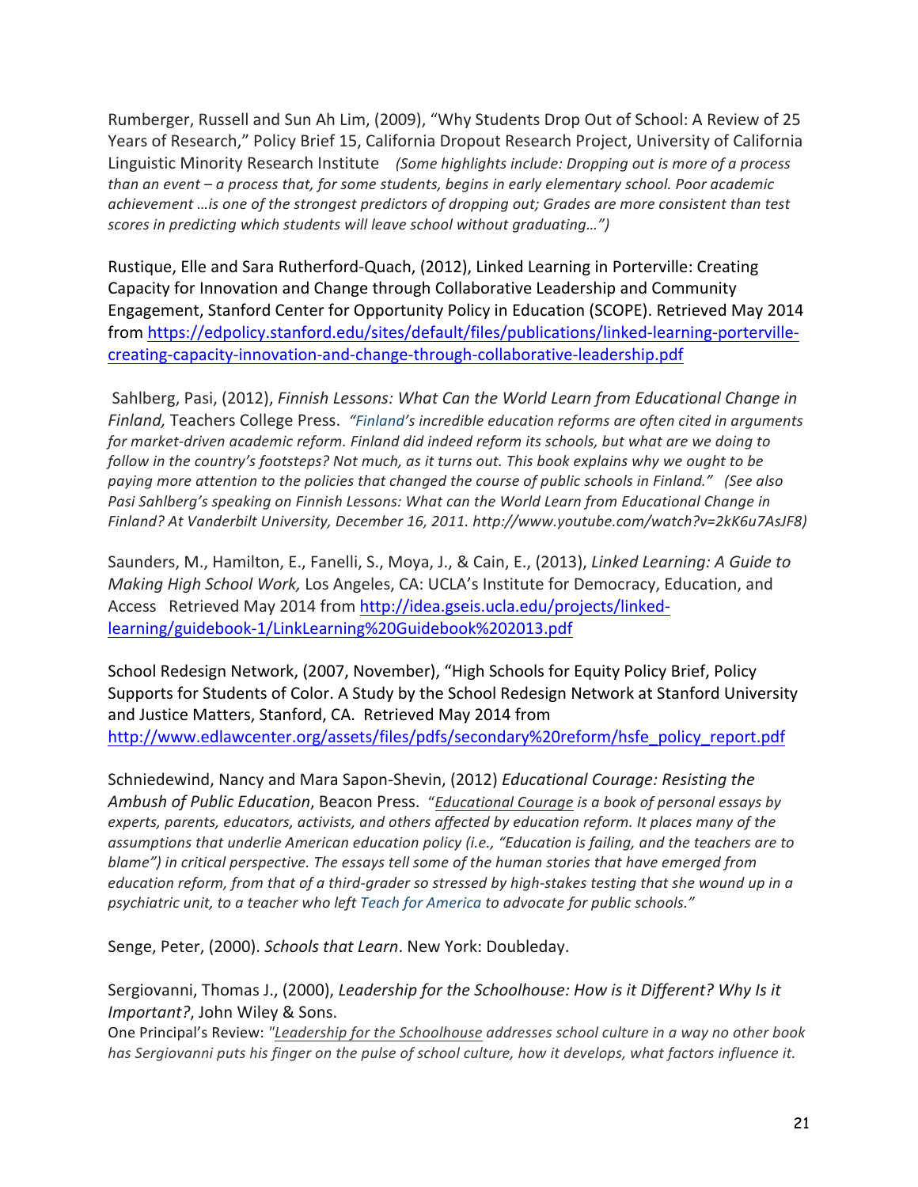Rumberger, Russell and Sun Ah Lim, (2009), "Why Students Drop Out of School: A Review of 25 Years of Research," Policy Brief 15, California Dropout Research Project, University of California Linguistic Minority Research Institute *(Some highlights include: Dropping out is more of a process than an event – a process that, for some students, begins in early elementary school. Poor academic achievement …is one of the strongest predictors of dropping out; Grades are more consistent than test scores in predicting which students will leave school without graduating…")*

Rustique, Elle and Sara Rutherford-Quach, (2012), Linked Learning in Porterville: Creating Capacity for Innovation and Change through Collaborative Leadership and Community Engagement, Stanford Center for Opportunity Policy in Education (SCOPE). Retrieved May 2014 from https://edpolicy.stanford.edu/sites/default/files/publications/linked-learning-porterville-creating-capacity-innovation-and-change-through-collaborative-leadership.pdf

Sahlberg, Pasi, (2012), *Finnish Lessons: What Can the World Learn from Educational Change in Finland,* Teachers College Press. *"Finland's incredible education reforms are often cited in arguments for market-driven academic reform. Finland did indeed reform its schools, but what are we doing to follow in the country's footsteps? Not much, as it turns out. This book explains why we ought to be paying more attention to the policies that changed the course of public schools in Finland." (See also Pasi Sahlberg's speaking on Finnish Lessons: What can the World Learn from Educational Change in Finland? At Vanderbilt University, December 16, 2011. http://www.youtube.com/watch?v=2kK6u7AsJF8)*

Saunders, M., Hamilton, E., Fanelli, S., Moya, J., & Cain, E., (2013), *Linked Learning: A Guide to Making High School Work,* Los Angeles, CA: UCLA's Institute for Democracy, Education, and Access Retrieved May 2014 from http://idea.gseis.ucla.edu/projects/linked-learning/guidebook-1/LinkLearning%20Guidebook%202013.pdf

School Redesign Network, (2007, November), "High Schools for Equity Policy Brief, Policy Supports for Students of Color. A Study by the School Redesign Network at Stanford University and Justice Matters, Stanford, CA. Retrieved May 2014 from http://www.edlawcenter.org/assets/files/pdfs/secondary%20reform/hsfe_policy_report.pdf

Schniedewind, Nancy and Mara Sapon-Shevin, (2012) *Educational Courage: Resisting the Ambush of Public Education*, Beacon Press. "*Educational Courage is a book of personal essays by experts, parents, educators, activists, and others affected by education reform. It places many of the assumptions that underlie American education policy (i.e., "Education is failing, and the teachers are to blame") in critical perspective. The essays tell some of the human stories that have emerged from education reform, from that of a third-grader so stressed by high-stakes testing that she wound up in a psychiatric unit, to a teacher who left Teach for America to advocate for public schools."*

Senge, Peter, (2000). *Schools that Learn*. New York: Doubleday.

Sergiovanni, Thomas J., (2000), *Leadership for the Schoolhouse: How is it Different? Why Is it Important?*, John Wiley & Sons.
One Principal's Review: *"Leadership for the Schoolhouse addresses school culture in a way no other book has Sergiovanni puts his finger on the pulse of school culture, how it develops, what factors influence it.*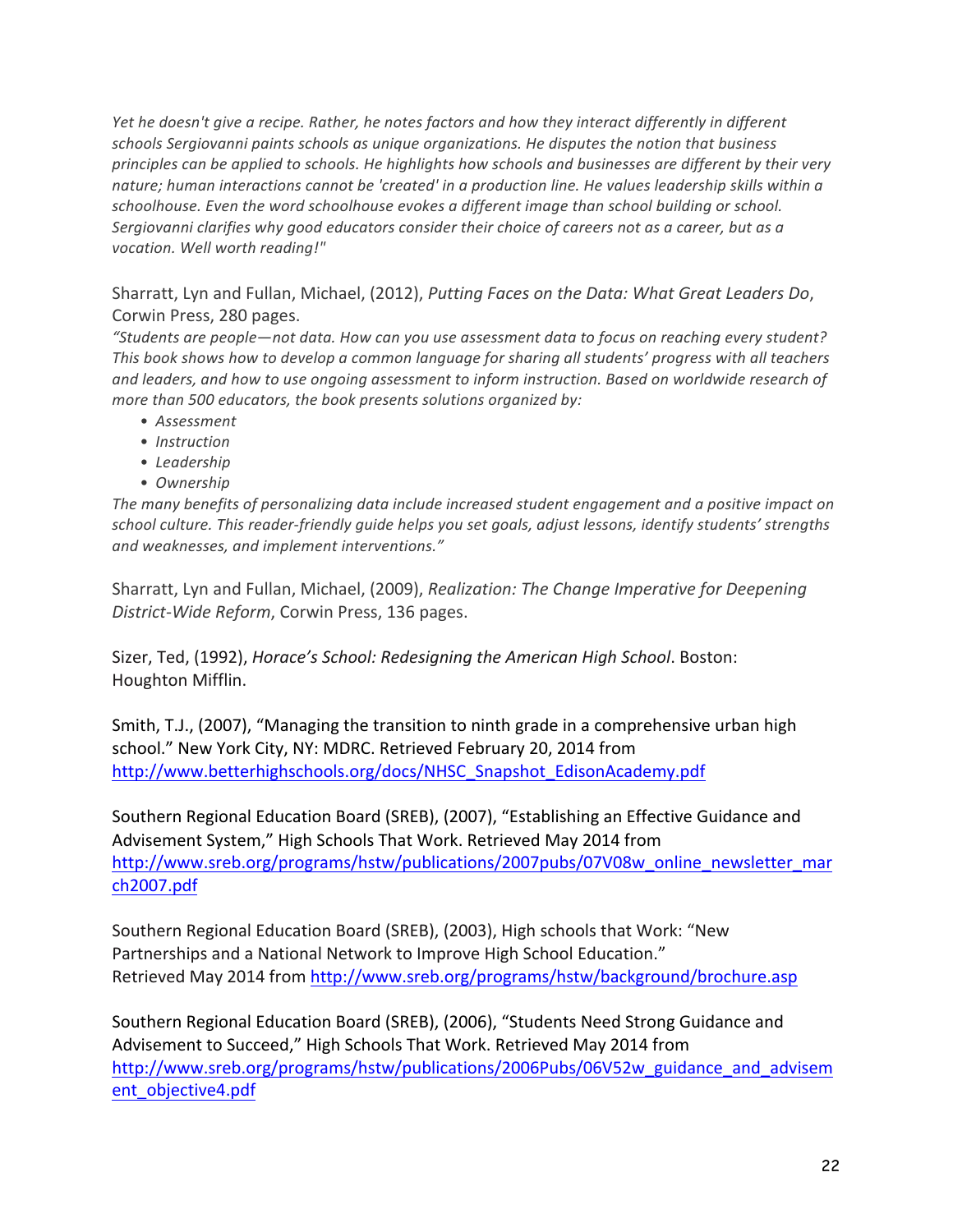*Yet he doesn't give a recipe. Rather, he notes factors and how they interact differently in different schools Sergiovanni paints schools as unique organizations. He disputes the notion that business principles can be applied to schools. He highlights how schools and businesses are different by their very nature; human interactions cannot be 'created' in a production line. He values leadership skills within a schoolhouse. Even the word schoolhouse evokes a different image than school building or school. Sergiovanni clarifies why good educators consider their choice of careers not as a career, but as a vocation. Well worth reading!"*

Sharratt, Lyn and Fullan, Michael, (2012), *Putting Faces on the Data: What Great Leaders Do*, Corwin Press, 280 pages.

*"Students are people—not data. How can you use assessment data to focus on reaching every student? This book shows how to develop a common language for sharing all students' progress with all teachers and leaders, and how to use ongoing assessment to inform instruction. Based on worldwide research of more than 500 educators, the book presents solutions organized by:*

- *Assessment*
- *Instruction*
- *Leadership*
- *Ownership*

*The many benefits of personalizing data include increased student engagement and a positive impact on school culture. This reader-friendly guide helps you set goals, adjust lessons, identify students' strengths and weaknesses, and implement interventions."*

Sharratt, Lyn and Fullan, Michael, (2009), *Realization: The Change Imperative for Deepening District-Wide Reform*, Corwin Press, 136 pages.

Sizer, Ted, (1992), *Horace's School: Redesigning the American High School*. Boston: Houghton Mifflin.

Smith, T.J., (2007), "Managing the transition to ninth grade in a comprehensive urban high school." New York City, NY: MDRC. Retrieved February 20, 2014 from http://www.betterhighschools.org/docs/NHSC_Snapshot_EdisonAcademy.pdf

Southern Regional Education Board (SREB), (2007), "Establishing an Effective Guidance and Advisement System," High Schools That Work. Retrieved May 2014 from http://www.sreb.org/programs/hstw/publications/2007pubs/07V08w_online_newsletter_march2007.pdf

Southern Regional Education Board (SREB), (2003), High schools that Work: "New Partnerships and a National Network to Improve High School Education." Retrieved May 2014 from http://www.sreb.org/programs/hstw/background/brochure.asp

Southern Regional Education Board (SREB), (2006), "Students Need Strong Guidance and Advisement to Succeed," High Schools That Work. Retrieved May 2014 from http://www.sreb.org/programs/hstw/publications/2006Pubs/06V52w_guidance_and_advisement_objective4.pdf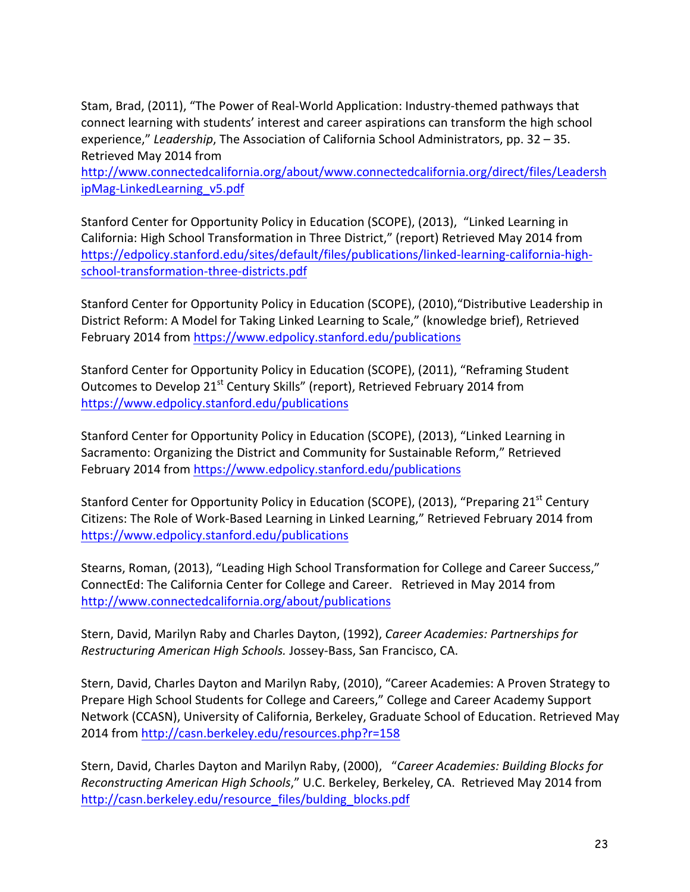Stam, Brad, (2011), "The Power of Real-World Application: Industry-themed pathways that connect learning with students' interest and career aspirations can transform the high school experience," *Leadership*, The Association of California School Administrators, pp. 32 – 35. Retrieved May 2014 from http://www.connectedcalifornia.org/about/www.connectedcalifornia.org/direct/files/LeadershipMag-LinkedLearning_v5.pdf

Stanford Center for Opportunity Policy in Education (SCOPE), (2013), "Linked Learning in California: High School Transformation in Three District," (report) Retrieved May 2014 from https://edpolicy.stanford.edu/sites/default/files/publications/linked-learning-california-high-school-transformation-three-districts.pdf

Stanford Center for Opportunity Policy in Education (SCOPE), (2010),"Distributive Leadership in District Reform: A Model for Taking Linked Learning to Scale," (knowledge brief), Retrieved February 2014 from https://www.edpolicy.stanford.edu/publications

Stanford Center for Opportunity Policy in Education (SCOPE), (2011), "Reframing Student Outcomes to Develop 21st Century Skills" (report), Retrieved February 2014 from https://www.edpolicy.stanford.edu/publications

Stanford Center for Opportunity Policy in Education (SCOPE), (2013), "Linked Learning in Sacramento: Organizing the District and Community for Sustainable Reform," Retrieved February 2014 from https://www.edpolicy.stanford.edu/publications

Stanford Center for Opportunity Policy in Education (SCOPE), (2013), "Preparing 21st Century Citizens: The Role of Work-Based Learning in Linked Learning," Retrieved February 2014 from https://www.edpolicy.stanford.edu/publications

Stearns, Roman, (2013), "Leading High School Transformation for College and Career Success," ConnectEd: The California Center for College and Career. Retrieved in May 2014 from http://www.connectedcalifornia.org/about/publications

Stern, David, Marilyn Raby and Charles Dayton, (1992), *Career Academies: Partnerships for Restructuring American High Schools.* Jossey-Bass, San Francisco, CA.

Stern, David, Charles Dayton and Marilyn Raby, (2010), "Career Academies: A Proven Strategy to Prepare High School Students for College and Careers," College and Career Academy Support Network (CCASN), University of California, Berkeley, Graduate School of Education. Retrieved May 2014 from http://casn.berkeley.edu/resources.php?r=158

Stern, David, Charles Dayton and Marilyn Raby, (2000), "*Career Academies: Building Blocks for Reconstructing American High Schools*," U.C. Berkeley, Berkeley, CA. Retrieved May 2014 from http://casn.berkeley.edu/resource_files/bulding_blocks.pdf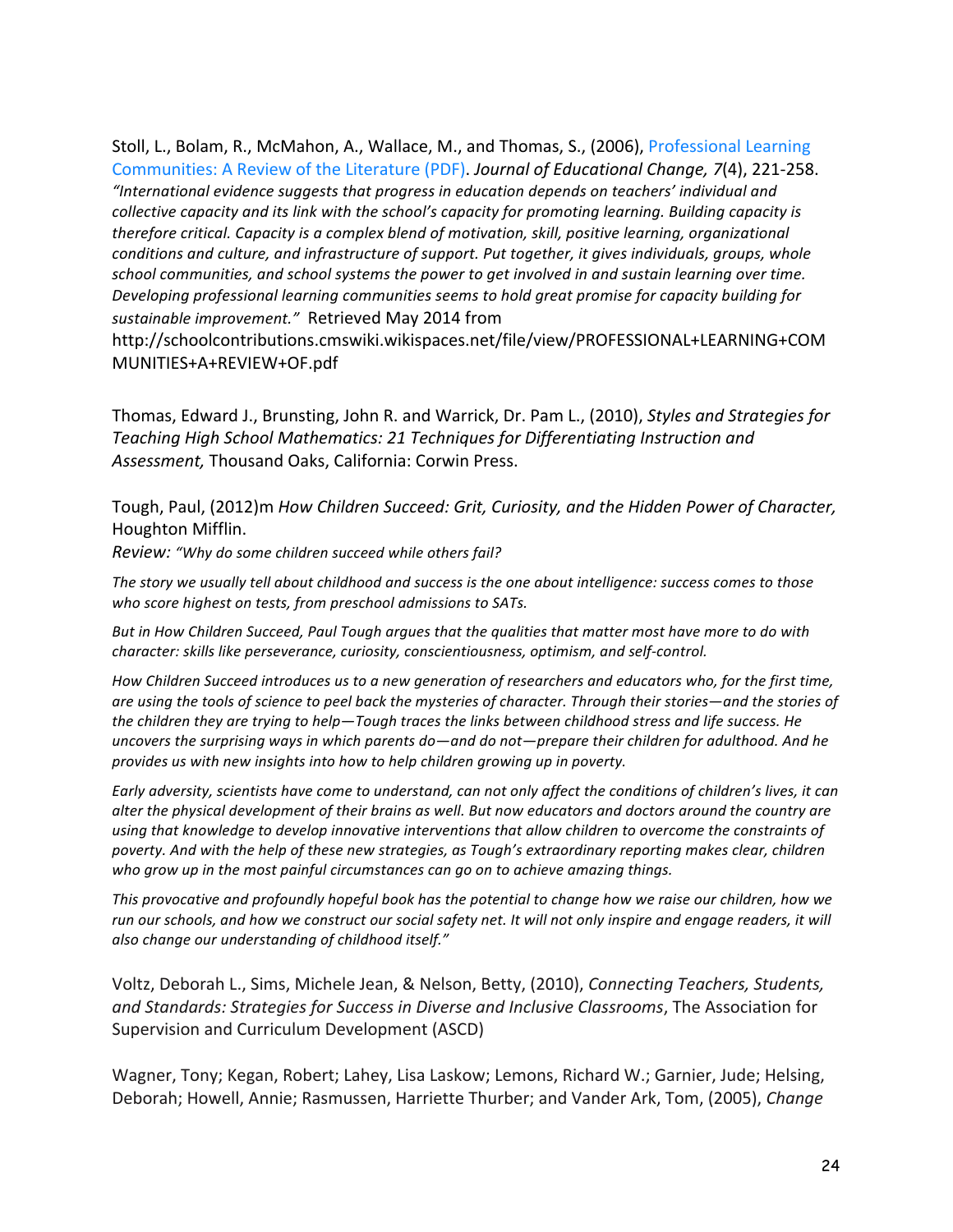Stoll, L., Bolam, R., McMahon, A., Wallace, M., and Thomas, S., (2006), Professional Learning Communities: A Review of the Literature (PDF). *Journal of Educational Change, 7*(4), 221-258. *"International evidence suggests that progress in education depends on teachers' individual and collective capacity and its link with the school's capacity for promoting learning. Building capacity is therefore critical. Capacity is a complex blend of motivation, skill, positive learning, organizational conditions and culture, and infrastructure of support. Put together, it gives individuals, groups, whole school communities, and school systems the power to get involved in and sustain learning over time. Developing professional learning communities seems to hold great promise for capacity building for sustainable improvement."* Retrieved May 2014 from http://schoolcontributions.cmswiki.wikispaces.net/file/view/PROFESSIONAL+LEARNING+COMMUNITIES+A+REVIEW+OF.pdf

Thomas, Edward J., Brunsting, John R. and Warrick, Dr. Pam L., (2010), *Styles and Strategies for Teaching High School Mathematics: 21 Techniques for Differentiating Instruction and Assessment,* Thousand Oaks, California: Corwin Press.

Tough, Paul, (2012)m *How Children Succeed: Grit, Curiosity, and the Hidden Power of Character,* Houghton Mifflin.
*Review: "Why do some children succeed while others fail?*

*The story we usually tell about childhood and success is the one about intelligence: success comes to those who score highest on tests, from preschool admissions to SATs.*

*But in How Children Succeed, Paul Tough argues that the qualities that matter most have more to do with character: skills like perseverance, curiosity, conscientiousness, optimism, and self-control.*

*How Children Succeed introduces us to a new generation of researchers and educators who, for the first time, are using the tools of science to peel back the mysteries of character. Through their stories—and the stories of the children they are trying to help—Tough traces the links between childhood stress and life success. He uncovers the surprising ways in which parents do—and do not—prepare their children for adulthood. And he provides us with new insights into how to help children growing up in poverty.*

*Early adversity, scientists have come to understand, can not only affect the conditions of children's lives, it can alter the physical development of their brains as well. But now educators and doctors around the country are using that knowledge to develop innovative interventions that allow children to overcome the constraints of poverty. And with the help of these new strategies, as Tough's extraordinary reporting makes clear, children who grow up in the most painful circumstances can go on to achieve amazing things.*

*This provocative and profoundly hopeful book has the potential to change how we raise our children, how we run our schools, and how we construct our social safety net. It will not only inspire and engage readers, it will also change our understanding of childhood itself."*

Voltz, Deborah L., Sims, Michele Jean, & Nelson, Betty, (2010), *Connecting Teachers, Students, and Standards: Strategies for Success in Diverse and Inclusive Classrooms*, The Association for Supervision and Curriculum Development (ASCD)

Wagner, Tony; Kegan, Robert; Lahey, Lisa Laskow; Lemons, Richard W.; Garnier, Jude; Helsing, Deborah; Howell, Annie; Rasmussen, Harriette Thurber; and Vander Ark, Tom, (2005), *Change*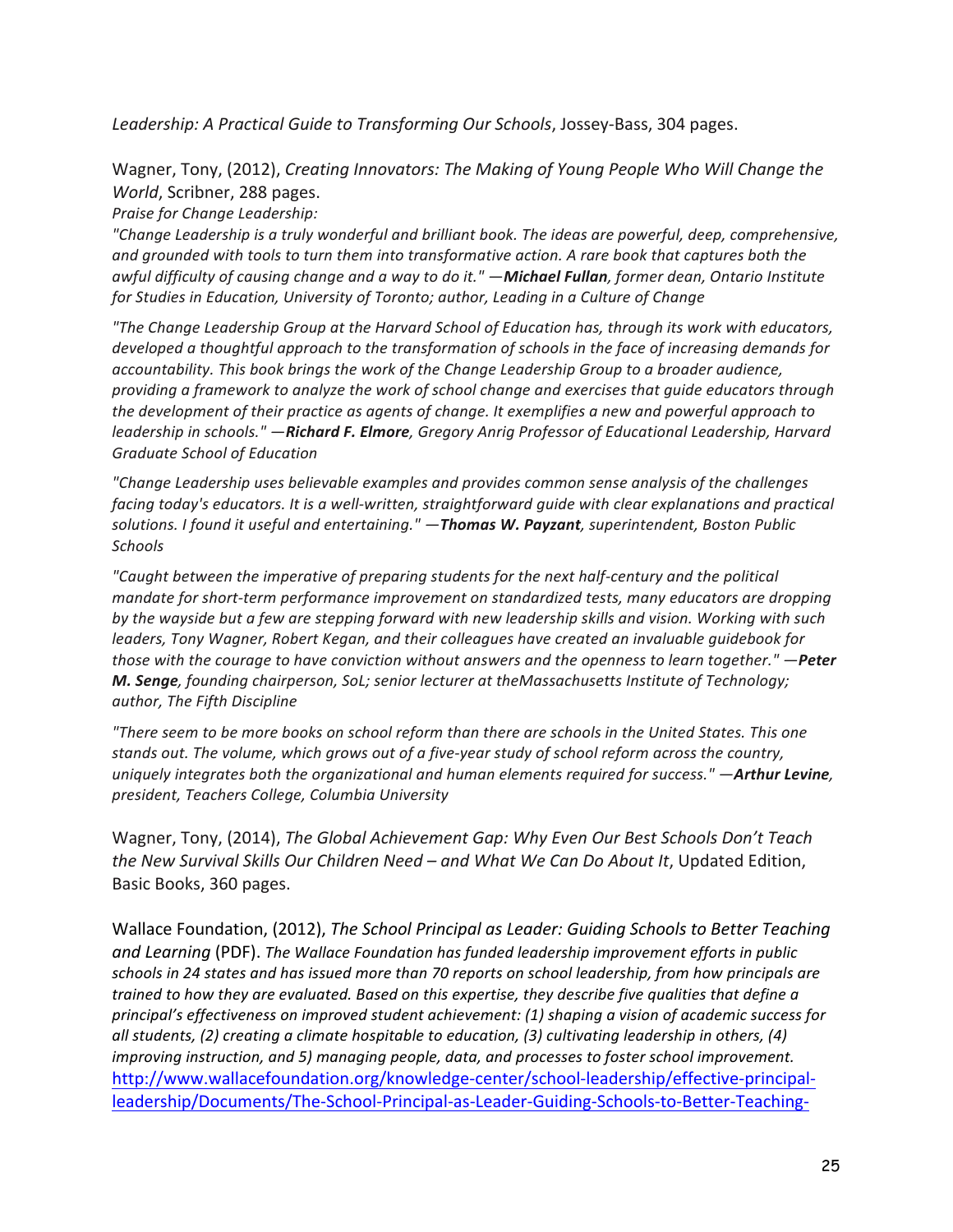*Leadership: A Practical Guide to Transforming Our Schools*, Jossey-Bass, 304 pages.

Wagner, Tony, (2012), *Creating Innovators: The Making of Young People Who Will Change the World*, Scribner, 288 pages.

*Praise for Change Leadership:*

*"Change Leadership is a truly wonderful and brilliant book. The ideas are powerful, deep, comprehensive, and grounded with tools to turn them into transformative action. A rare book that captures both the awful difficulty of causing change and a way to do it." —**Michael Fullan**, former dean, Ontario Institute for Studies in Education, University of Toronto; author, Leading in a Culture of Change*

*"The Change Leadership Group at the Harvard School of Education has, through its work with educators, developed a thoughtful approach to the transformation of schools in the face of increasing demands for accountability. This book brings the work of the Change Leadership Group to a broader audience, providing a framework to analyze the work of school change and exercises that guide educators through the development of their practice as agents of change. It exemplifies a new and powerful approach to leadership in schools." —**Richard F. Elmore**, Gregory Anrig Professor of Educational Leadership, Harvard Graduate School of Education*

*"Change Leadership uses believable examples and provides common sense analysis of the challenges facing today's educators. It is a well-written, straightforward guide with clear explanations and practical solutions. I found it useful and entertaining." —**Thomas W. Payzant**, superintendent, Boston Public Schools*

*"Caught between the imperative of preparing students for the next half-century and the political mandate for short-term performance improvement on standardized tests, many educators are dropping by the wayside but a few are stepping forward with new leadership skills and vision. Working with such leaders, Tony Wagner, Robert Kegan, and their colleagues have created an invaluable guidebook for those with the courage to have conviction without answers and the openness to learn together." —**Peter M. Senge**, founding chairperson, SoL; senior lecturer at theMassachusetts Institute of Technology; author, The Fifth Discipline*

*"There seem to be more books on school reform than there are schools in the United States. This one stands out. The volume, which grows out of a five-year study of school reform across the country, uniquely integrates both the organizational and human elements required for success." —**Arthur Levine**, president, Teachers College, Columbia University*

Wagner, Tony, (2014), *The Global Achievement Gap: Why Even Our Best Schools Don't Teach the New Survival Skills Our Children Need – and What We Can Do About It*, Updated Edition, Basic Books, 360 pages.

Wallace Foundation, (2012), *The School Principal as Leader: Guiding Schools to Better Teaching and Learning* (PDF). *The Wallace Foundation has funded leadership improvement efforts in public schools in 24 states and has issued more than 70 reports on school leadership, from how principals are trained to how they are evaluated. Based on this expertise, they describe five qualities that define a principal's effectiveness on improved student achievement: (1) shaping a vision of academic success for all students, (2) creating a climate hospitable to education, (3) cultivating leadership in others, (4) improving instruction, and 5) managing people, data, and processes to foster school improvement.*
http://www.wallacefoundation.org/knowledge-center/school-leadership/effective-principal-leadership/Documents/The-School-Principal-as-Leader-Guiding-Schools-to-Better-Teaching-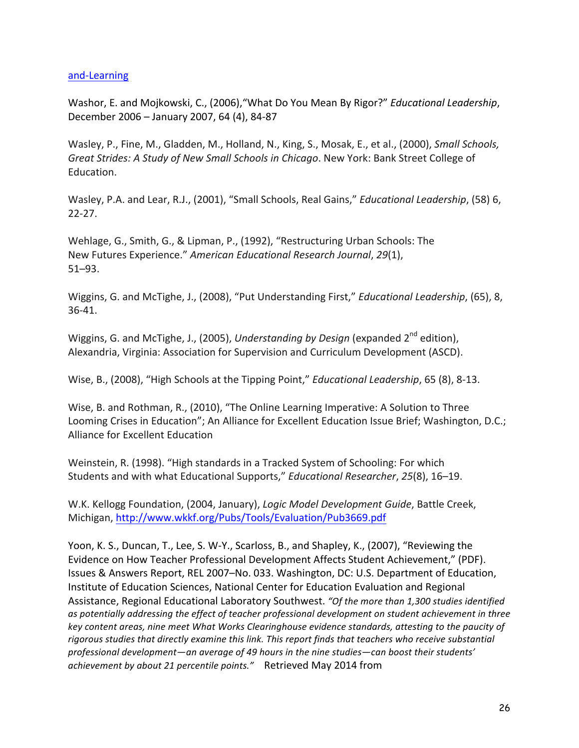[and-Learning](and-Learning)

Washor, E. and Mojkowski, C., (2006),"What Do You Mean By Rigor?" *Educational Leadership*, December 2006 – January 2007, 64 (4), 84-87

Wasley, P., Fine, M., Gladden, M., Holland, N., King, S., Mosak, E., et al., (2000), *Small Schools, Great Strides: A Study of New Small Schools in Chicago*. New York: Bank Street College of Education.

Wasley, P.A. and Lear, R.J., (2001), "Small Schools, Real Gains," *Educational Leadership*, (58) 6, 22-27.

Wehlage, G., Smith, G., & Lipman, P., (1992), "Restructuring Urban Schools: The New Futures Experience." *American Educational Research Journal*, *29*(1), 51–93.

Wiggins, G. and McTighe, J., (2008), "Put Understanding First," *Educational Leadership*, (65), 8, 36-41.

Wiggins, G. and McTighe, J., (2005), *Understanding by Design* (expanded 2nd edition), Alexandria, Virginia: Association for Supervision and Curriculum Development (ASCD).

Wise, B., (2008), "High Schools at the Tipping Point," *Educational Leadership*, 65 (8), 8-13.

Wise, B. and Rothman, R., (2010), "The Online Learning Imperative: A Solution to Three Looming Crises in Education"; An Alliance for Excellent Education Issue Brief; Washington, D.C.; Alliance for Excellent Education

Weinstein, R. (1998). "High standards in a Tracked System of Schooling: For which Students and with what Educational Supports," *Educational Researcher*, *25*(8), 16–19.

W.K. Kellogg Foundation, (2004, January), *Logic Model Development Guide*, Battle Creek, Michigan, [http://www.wkkf.org/Pubs/Tools/Evaluation/Pub3669.pdf](http://www.wkkf.org/Pubs/Tools/Evaluation/Pub3669.pdf)

Yoon, K. S., Duncan, T., Lee, S. W-Y., Scarloss, B., and Shapley, K., (2007), "Reviewing the Evidence on How Teacher Professional Development Affects Student Achievement," (PDF). Issues & Answers Report, REL 2007–No. 033. Washington, DC: U.S. Department of Education, Institute of Education Sciences, National Center for Education Evaluation and Regional Assistance, Regional Educational Laboratory Southwest. *"Of the more than 1,300 studies identified as potentially addressing the effect of teacher professional development on student achievement in three key content areas, nine meet What Works Clearinghouse evidence standards, attesting to the paucity of rigorous studies that directly examine this link. This report finds that teachers who receive substantial professional development—an average of 49 hours in the nine studies—can boost their students' achievement by about 21 percentile points."* Retrieved May 2014 from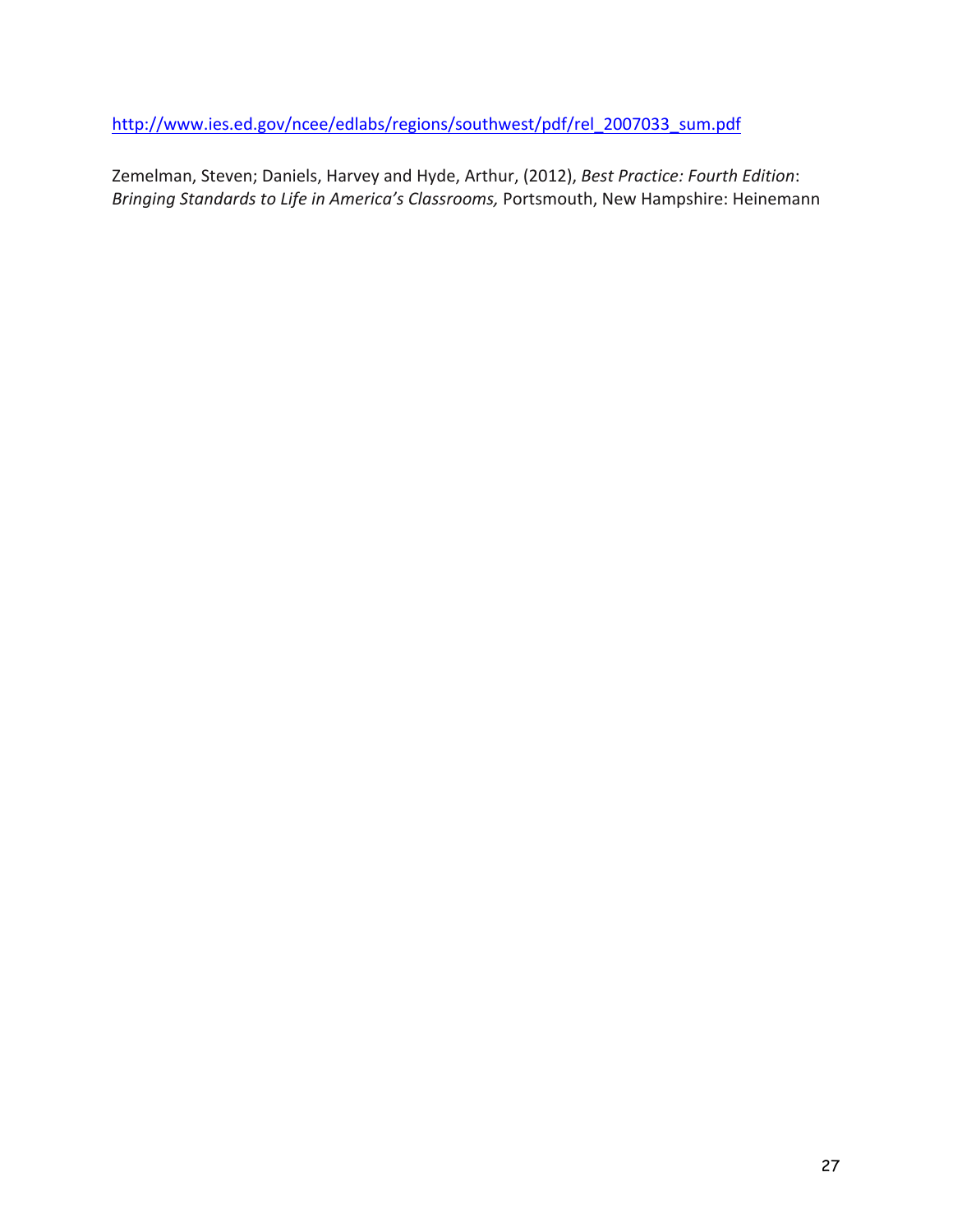http://www.ies.ed.gov/ncee/edlabs/regions/southwest/pdf/rel_2007033_sum.pdf

Zemelman, Steven; Daniels, Harvey and Hyde, Arthur, (2012), *Best Practice: Fourth Edition*: *Bringing Standards to Life in America's Classrooms,* Portsmouth, New Hampshire: Heinemann